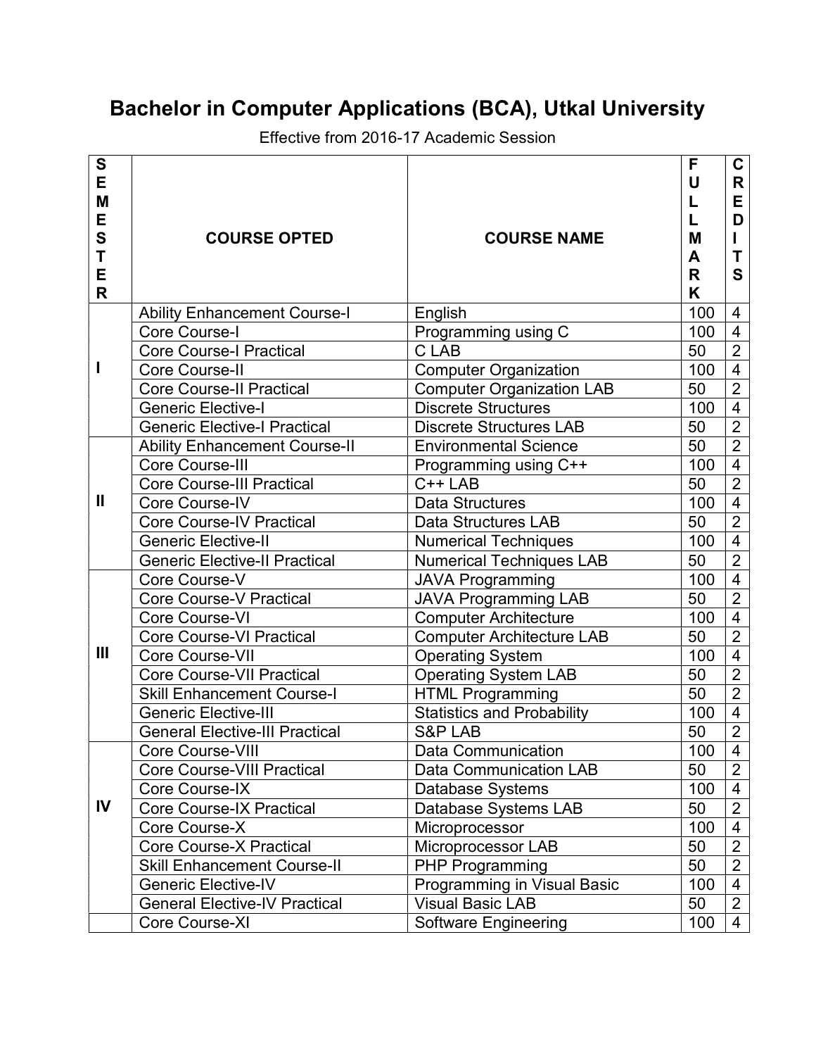# Bachelor in Computer Applications (BCA), Utkal University

Effective from 2016-17 Academic Session

| SEMESTER | COURSE OPTED | COURSE NAME | FULL MARK | CREDITS |
|---|---|---|---|---|
| I | Ability Enhancement Course-I | English | 100 | 4 |
| | Core Course-I | Programming using C | 100 | 4 |
| | Core Course-I Practical | C LAB | 50 | 2 |
| | Core Course-II | Computer Organization | 100 | 4 |
| | Core Course-II Practical | Computer Organization LAB | 50 | 2 |
| | Generic Elective-I | Discrete Structures | 100 | 4 |
| | Generic Elective-I Practical | Discrete Structures LAB | 50 | 2 |
| II | Ability Enhancement Course-II | Environmental Science | 50 | 2 |
| | Core Course-III | Programming using C++ | 100 | 4 |
| | Core Course-III Practical | C++ LAB | 50 | 2 |
| | Core Course-IV | Data Structures | 100 | 4 |
| | Core Course-IV Practical | Data Structures LAB | 50 | 2 |
| | Generic Elective-II | Numerical Techniques | 100 | 4 |
| | Generic Elective-II Practical | Numerical Techniques LAB | 50 | 2 |
| III | Core Course-V | JAVA Programming | 100 | 4 |
| | Core Course-V Practical | JAVA Programming LAB | 50 | 2 |
| | Core Course-VI | Computer Architecture | 100 | 4 |
| | Core Course-VI Practical | Computer Architecture LAB | 50 | 2 |
| | Core Course-VII | Operating System | 100 | 4 |
| | Core Course-VII Practical | Operating System LAB | 50 | 2 |
| | Skill Enhancement Course-I | HTML Programming | 50 | 2 |
| | Generic Elective-III | Statistics and Probability | 100 | 4 |
| | General Elective-III Practical | S&P LAB | 50 | 2 |
| IV | Core Course-VIII | Data Communication | 100 | 4 |
| | Core Course-VIII Practical | Data Communication LAB | 50 | 2 |
| | Core Course-IX | Database Systems | 100 | 4 |
| | Core Course-IX Practical | Database Systems LAB | 50 | 2 |
| | Core Course-X | Microprocessor | 100 | 4 |
| | Core Course-X Practical | Microprocessor LAB | 50 | 2 |
| | Skill Enhancement Course-II | PHP Programming | 50 | 2 |
| | Generic Elective-IV | Programming in Visual Basic | 100 | 4 |
| | General Elective-IV Practical | Visual Basic LAB | 50 | 2 |
| | Core Course-XI | Software Engineering | 100 | 4 |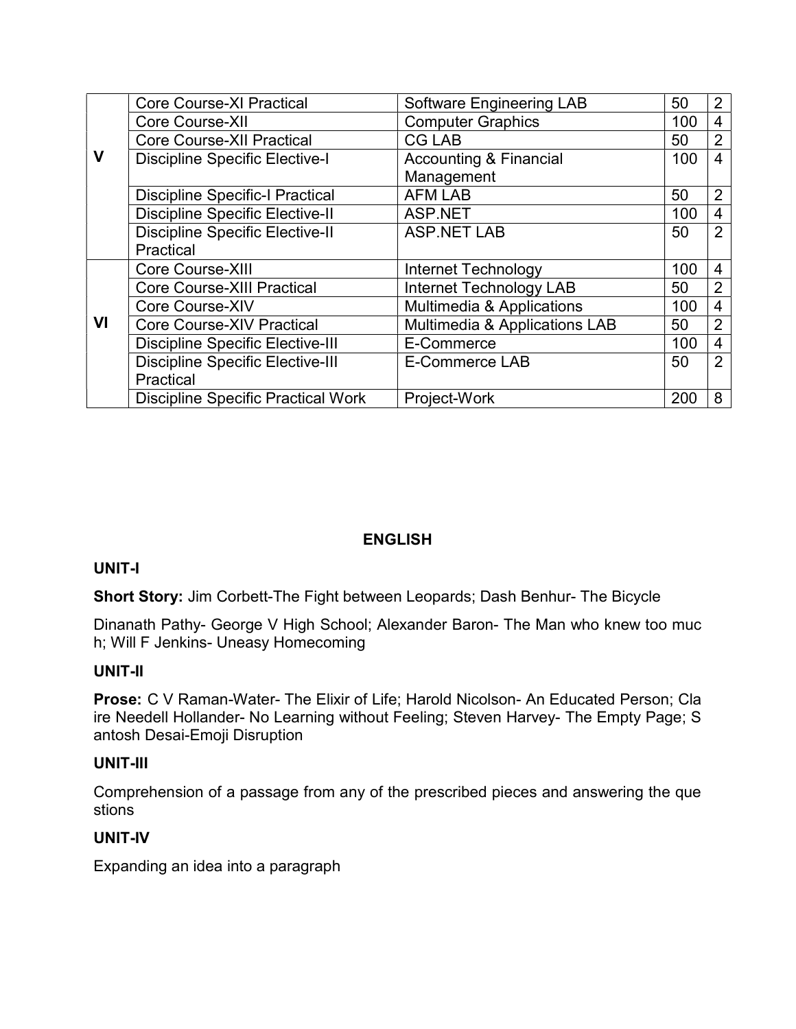| | | | | |
|---|---|---|---|---|
| **V** | Core Course-XI Practical | Software Engineering LAB | 50 | 2 |
| | Core Course-XII | Computer Graphics | 100 | 4 |
| | Core Course-XII Practical | CG LAB | 50 | 2 |
| | Discipline Specific Elective-I | Accounting & Financial Management | 100 | 4 |
| | Discipline Specific-I Practical | AFM LAB | 50 | 2 |
| | Discipline Specific Elective-II | ASP.NET | 100 | 4 |
| | Discipline Specific Elective-II Practical | ASP.NET LAB | 50 | 2 |
| **VI** | Core Course-XIII | Internet Technology | 100 | 4 |
| | Core Course-XIII Practical | Internet Technology LAB | 50 | 2 |
| | Core Course-XIV | Multimedia & Applications | 100 | 4 |
| | Core Course-XIV Practical | Multimedia & Applications LAB | 50 | 2 |
| | Discipline Specific Elective-III | E-Commerce | 100 | 4 |
| | Discipline Specific Elective-III Practical | E-Commerce LAB | 50 | 2 |
| | Discipline Specific Practical Work | Project-Work | 200 | 8 |

## ENGLISH

### UNIT-I

**Short Story:** Jim Corbett-The Fight between Leopards; Dash Benhur- The Bicycle

Dinanath Pathy- George V High School; Alexander Baron- The Man who knew too muc h; Will F Jenkins- Uneasy Homecoming

### UNIT-II

**Prose:** C V Raman-Water- The Elixir of Life; Harold Nicolson- An Educated Person; Cla ire Needell Hollander- No Learning without Feeling; Steven Harvey- The Empty Page; S antosh Desai-Emoji Disruption

### UNIT-III

Comprehension of a passage from any of the prescribed pieces and answering the que stions

### UNIT-IV

Expanding an idea into a paragraph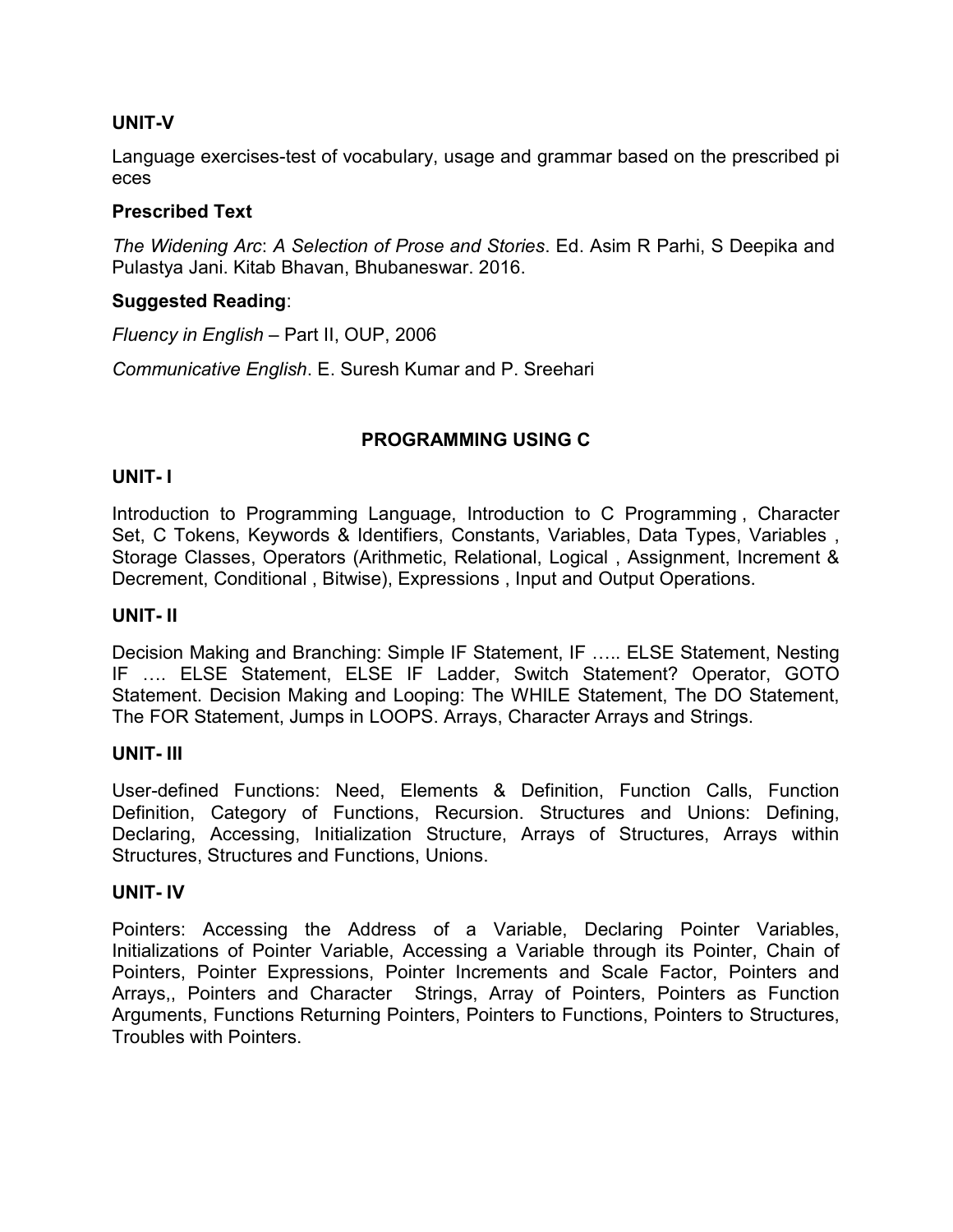### UNIT-V

Language exercises-test of vocabulary, usage and grammar based on the prescribed pi eces

### Prescribed Text

*The Widening Arc*: *A Selection of Prose and Stories*. Ed. Asim R Parhi, S Deepika and Pulastya Jani. Kitab Bhavan, Bhubaneswar. 2016.

### Suggested Reading:

*Fluency in English* – Part II, OUP, 2006

*Communicative English*. E. Suresh Kumar and P. Sreehari

## PROGRAMMING USING C

### UNIT- I

Introduction to Programming Language, Introduction to C Programming , Character Set, C Tokens, Keywords & Identifiers, Constants, Variables, Data Types, Variables , Storage Classes, Operators (Arithmetic, Relational, Logical , Assignment, Increment & Decrement, Conditional , Bitwise), Expressions , Input and Output Operations.

### UNIT- II

Decision Making and Branching: Simple IF Statement, IF ….. ELSE Statement, Nesting IF …. ELSE Statement, ELSE IF Ladder, Switch Statement? Operator, GOTO Statement. Decision Making and Looping: The WHILE Statement, The DO Statement, The FOR Statement, Jumps in LOOPS. Arrays, Character Arrays and Strings.

### UNIT- III

User-defined Functions: Need, Elements & Definition, Function Calls, Function Definition, Category of Functions, Recursion. Structures and Unions: Defining, Declaring, Accessing, Initialization Structure, Arrays of Structures, Arrays within Structures, Structures and Functions, Unions.

### UNIT- IV

Pointers: Accessing the Address of a Variable, Declaring Pointer Variables, Initializations of Pointer Variable, Accessing a Variable through its Pointer, Chain of Pointers, Pointer Expressions, Pointer Increments and Scale Factor, Pointers and Arrays,, Pointers and Character Strings, Array of Pointers, Pointers as Function Arguments, Functions Returning Pointers, Pointers to Functions, Pointers to Structures, Troubles with Pointers.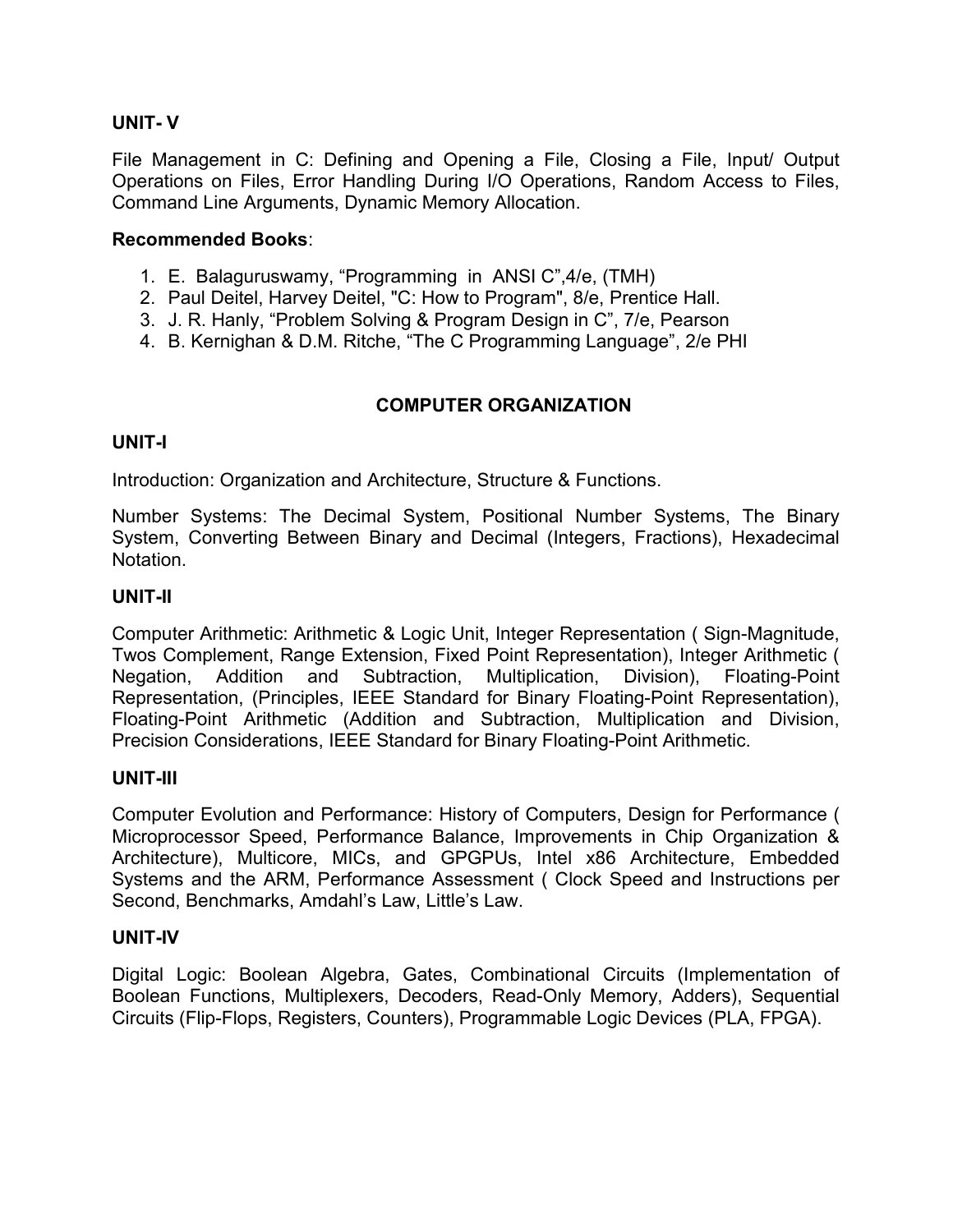### UNIT- V

File Management in C: Defining and Opening a File, Closing a File, Input/ Output Operations on Files, Error Handling During I/O Operations, Random Access to Files, Command Line Arguments, Dynamic Memory Allocation.

**Recommended Books**:

1. E. Balaguruswamy, "Programming in ANSI C",4/e, (TMH)
2. Paul Deitel, Harvey Deitel, "C: How to Program", 8/e, Prentice Hall.
3. J. R. Hanly, "Problem Solving & Program Design in C", 7/e, Pearson
4. B. Kernighan & D.M. Ritche, "The C Programming Language", 2/e PHI

## COMPUTER ORGANIZATION

### UNIT-I

Introduction: Organization and Architecture, Structure & Functions.

Number Systems: The Decimal System, Positional Number Systems, The Binary System, Converting Between Binary and Decimal (Integers, Fractions), Hexadecimal Notation.

### UNIT-II

Computer Arithmetic: Arithmetic & Logic Unit, Integer Representation ( Sign-Magnitude, Twos Complement, Range Extension, Fixed Point Representation), Integer Arithmetic ( Negation, Addition and Subtraction, Multiplication, Division), Floating-Point Representation, (Principles, IEEE Standard for Binary Floating-Point Representation), Floating-Point Arithmetic (Addition and Subtraction, Multiplication and Division, Precision Considerations, IEEE Standard for Binary Floating-Point Arithmetic.

### UNIT-III

Computer Evolution and Performance: History of Computers, Design for Performance ( Microprocessor Speed, Performance Balance, Improvements in Chip Organization & Architecture), Multicore, MICs, and GPGPUs, Intel x86 Architecture, Embedded Systems and the ARM, Performance Assessment ( Clock Speed and Instructions per Second, Benchmarks, Amdahl's Law, Little's Law.

### UNIT-IV

Digital Logic: Boolean Algebra, Gates, Combinational Circuits (Implementation of Boolean Functions, Multiplexers, Decoders, Read-Only Memory, Adders), Sequential Circuits (Flip-Flops, Registers, Counters), Programmable Logic Devices (PLA, FPGA).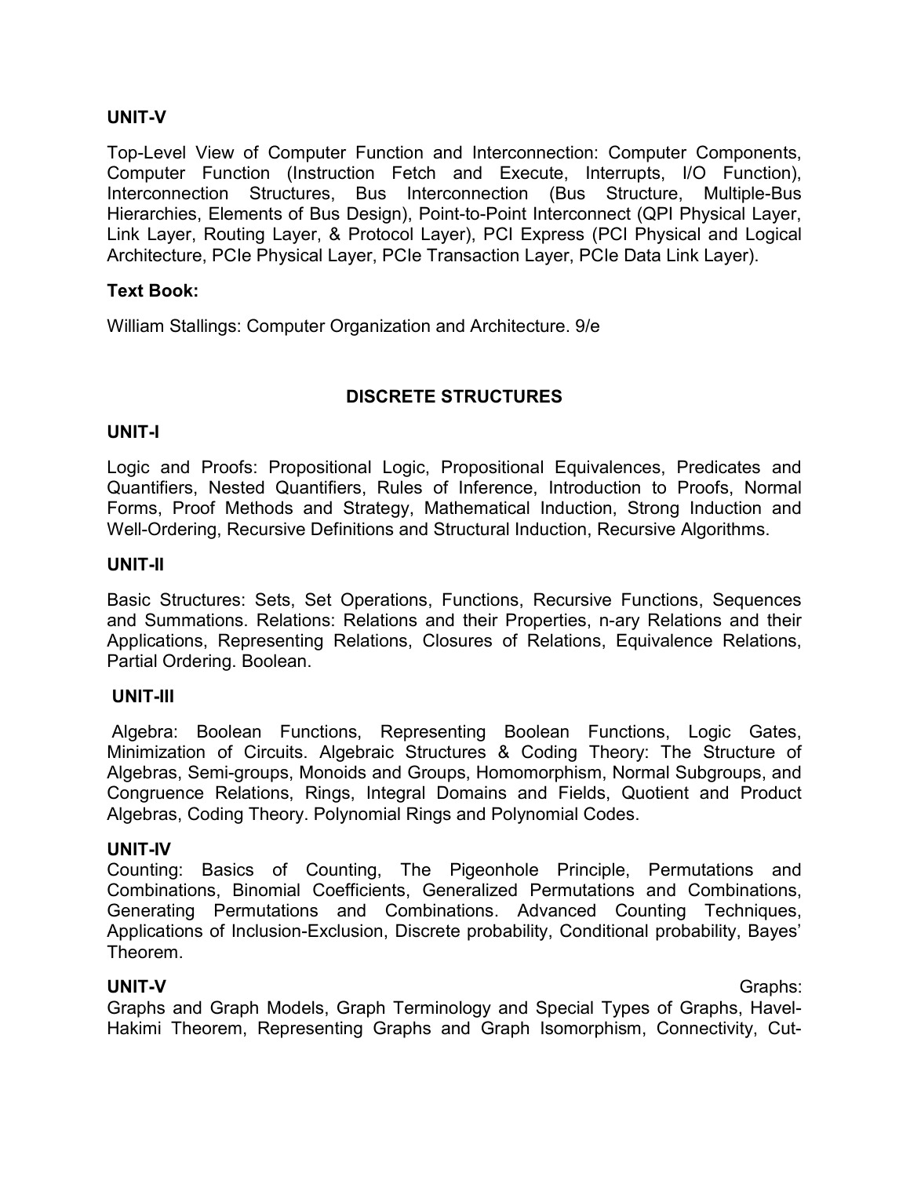**UNIT-V**

Top-Level View of Computer Function and Interconnection: Computer Components, Computer Function (Instruction Fetch and Execute, Interrupts, I/O Function), Interconnection Structures, Bus Interconnection (Bus Structure, Multiple-Bus Hierarchies, Elements of Bus Design), Point-to-Point Interconnect (QPI Physical Layer, Link Layer, Routing Layer, & Protocol Layer), PCI Express (PCI Physical and Logical Architecture, PCIe Physical Layer, PCIe Transaction Layer, PCIe Data Link Layer).

**Text Book:**

William Stallings: Computer Organization and Architecture. 9/e

## DISCRETE STRUCTURES

**UNIT-I**

Logic and Proofs: Propositional Logic, Propositional Equivalences, Predicates and Quantifiers, Nested Quantifiers, Rules of Inference, Introduction to Proofs, Normal Forms, Proof Methods and Strategy, Mathematical Induction, Strong Induction and Well-Ordering, Recursive Definitions and Structural Induction, Recursive Algorithms.

**UNIT-II**

Basic Structures: Sets, Set Operations, Functions, Recursive Functions, Sequences and Summations. Relations: Relations and their Properties, n-ary Relations and their Applications, Representing Relations, Closures of Relations, Equivalence Relations, Partial Ordering. Boolean.

**UNIT-III**

Algebra: Boolean Functions, Representing Boolean Functions, Logic Gates, Minimization of Circuits. Algebraic Structures & Coding Theory: The Structure of Algebras, Semi-groups, Monoids and Groups, Homomorphism, Normal Subgroups, and Congruence Relations, Rings, Integral Domains and Fields, Quotient and Product Algebras, Coding Theory. Polynomial Rings and Polynomial Codes.

**UNIT-IV**

Counting: Basics of Counting, The Pigeonhole Principle, Permutations and Combinations, Binomial Coefficients, Generalized Permutations and Combinations, Generating Permutations and Combinations. Advanced Counting Techniques, Applications of Inclusion-Exclusion, Discrete probability, Conditional probability, Bayes' Theorem.

**UNIT-V**

Graphs: Graphs and Graph Models, Graph Terminology and Special Types of Graphs, Havel-Hakimi Theorem, Representing Graphs and Graph Isomorphism, Connectivity, Cut-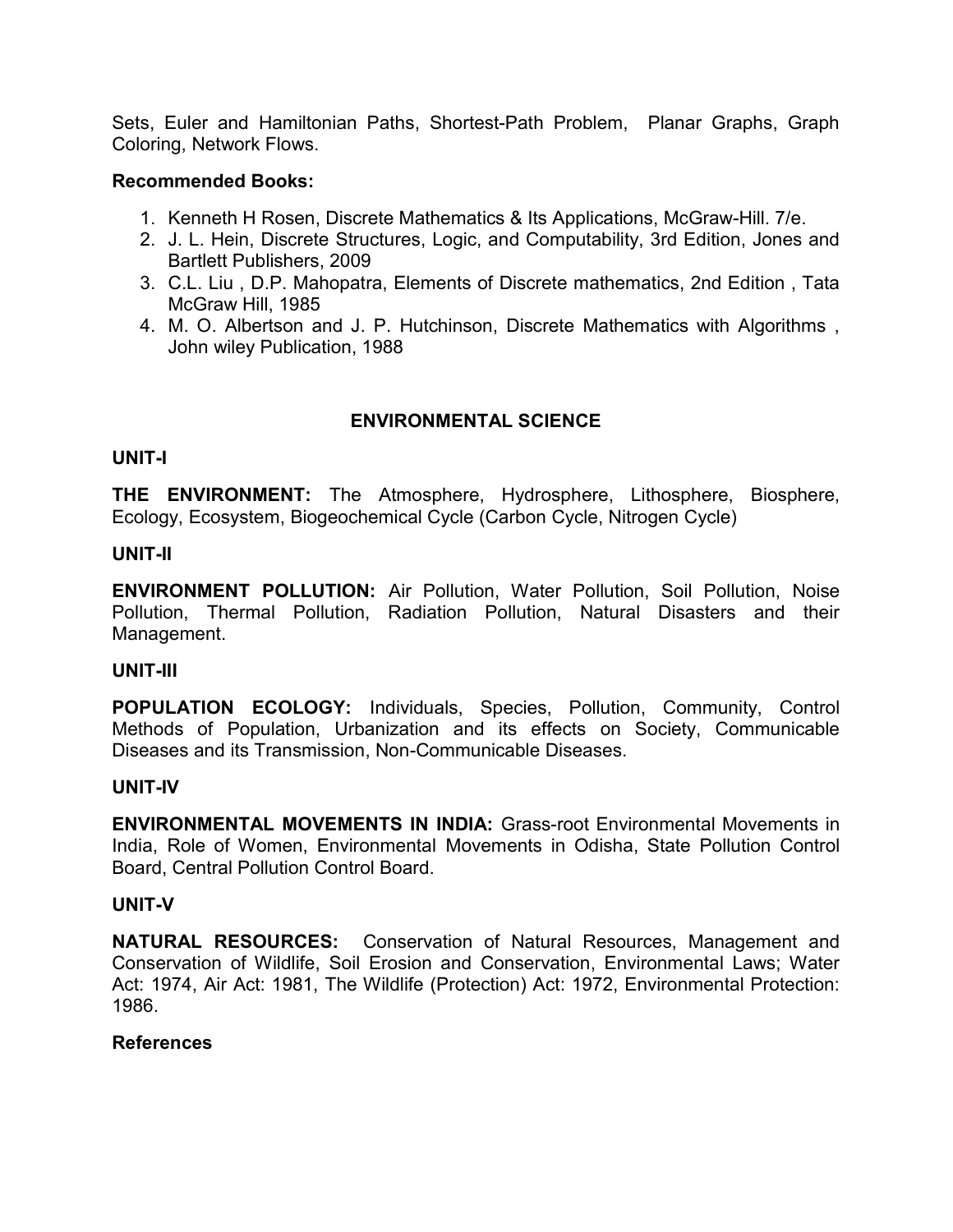Sets, Euler and Hamiltonian Paths, Shortest-Path Problem, Planar Graphs, Graph Coloring, Network Flows.

**Recommended Books:**

1. Kenneth H Rosen, Discrete Mathematics & Its Applications, McGraw-Hill. 7/e.
2. J. L. Hein, Discrete Structures, Logic, and Computability, 3rd Edition, Jones and Bartlett Publishers, 2009
3. C.L. Liu , D.P. Mahopatra, Elements of Discrete mathematics, 2nd Edition , Tata McGraw Hill, 1985
4. M. O. Albertson and J. P. Hutchinson, Discrete Mathematics with Algorithms , John wiley Publication, 1988

## ENVIRONMENTAL SCIENCE

**UNIT-I**

**THE ENVIRONMENT:** The Atmosphere, Hydrosphere, Lithosphere, Biosphere, Ecology, Ecosystem, Biogeochemical Cycle (Carbon Cycle, Nitrogen Cycle)

**UNIT-II**

**ENVIRONMENT POLLUTION:** Air Pollution, Water Pollution, Soil Pollution, Noise Pollution, Thermal Pollution, Radiation Pollution, Natural Disasters and their Management.

**UNIT-III**

**POPULATION ECOLOGY:** Individuals, Species, Pollution, Community, Control Methods of Population, Urbanization and its effects on Society, Communicable Diseases and its Transmission, Non-Communicable Diseases.

**UNIT-IV**

**ENVIRONMENTAL MOVEMENTS IN INDIA:** Grass-root Environmental Movements in India, Role of Women, Environmental Movements in Odisha, State Pollution Control Board, Central Pollution Control Board.

**UNIT-V**

**NATURAL RESOURCES:** Conservation of Natural Resources, Management and Conservation of Wildlife, Soil Erosion and Conservation, Environmental Laws; Water Act: 1974, Air Act: 1981, The Wildlife (Protection) Act: 1972, Environmental Protection: 1986.

**References**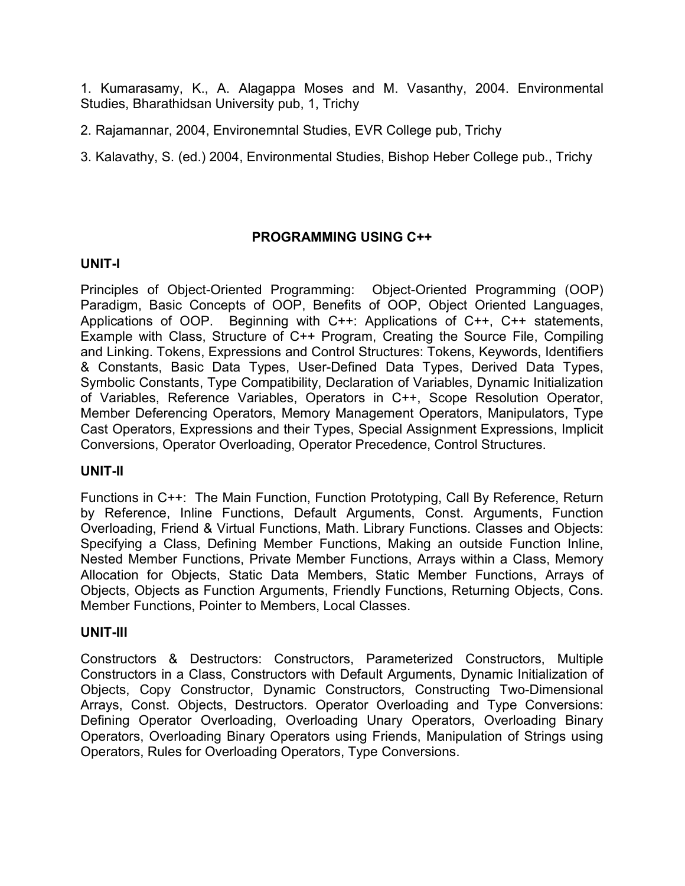1. Kumarasamy, K., A. Alagappa Moses and M. Vasanthy, 2004. Environmental Studies, Bharathidsan University pub, 1, Trichy

2. Rajamannar, 2004, Environemntal Studies, EVR College pub, Trichy

3. Kalavathy, S. (ed.) 2004, Environmental Studies, Bishop Heber College pub., Trichy

## PROGRAMMING USING C++

### UNIT-I

Principles of Object-Oriented Programming: Object-Oriented Programming (OOP) Paradigm, Basic Concepts of OOP, Benefits of OOP, Object Oriented Languages, Applications of OOP. Beginning with C++: Applications of C++, C++ statements, Example with Class, Structure of C++ Program, Creating the Source File, Compiling and Linking. Tokens, Expressions and Control Structures: Tokens, Keywords, Identifiers & Constants, Basic Data Types, User-Defined Data Types, Derived Data Types, Symbolic Constants, Type Compatibility, Declaration of Variables, Dynamic Initialization of Variables, Reference Variables, Operators in C++, Scope Resolution Operator, Member Deferencing Operators, Memory Management Operators, Manipulators, Type Cast Operators, Expressions and their Types, Special Assignment Expressions, Implicit Conversions, Operator Overloading, Operator Precedence, Control Structures.

### UNIT-II

Functions in C++: The Main Function, Function Prototyping, Call By Reference, Return by Reference, Inline Functions, Default Arguments, Const. Arguments, Function Overloading, Friend & Virtual Functions, Math. Library Functions. Classes and Objects: Specifying a Class, Defining Member Functions, Making an outside Function Inline, Nested Member Functions, Private Member Functions, Arrays within a Class, Memory Allocation for Objects, Static Data Members, Static Member Functions, Arrays of Objects, Objects as Function Arguments, Friendly Functions, Returning Objects, Cons. Member Functions, Pointer to Members, Local Classes.

### UNIT-III

Constructors & Destructors: Constructors, Parameterized Constructors, Multiple Constructors in a Class, Constructors with Default Arguments, Dynamic Initialization of Objects, Copy Constructor, Dynamic Constructors, Constructing Two-Dimensional Arrays, Const. Objects, Destructors. Operator Overloading and Type Conversions: Defining Operator Overloading, Overloading Unary Operators, Overloading Binary Operators, Overloading Binary Operators using Friends, Manipulation of Strings using Operators, Rules for Overloading Operators, Type Conversions.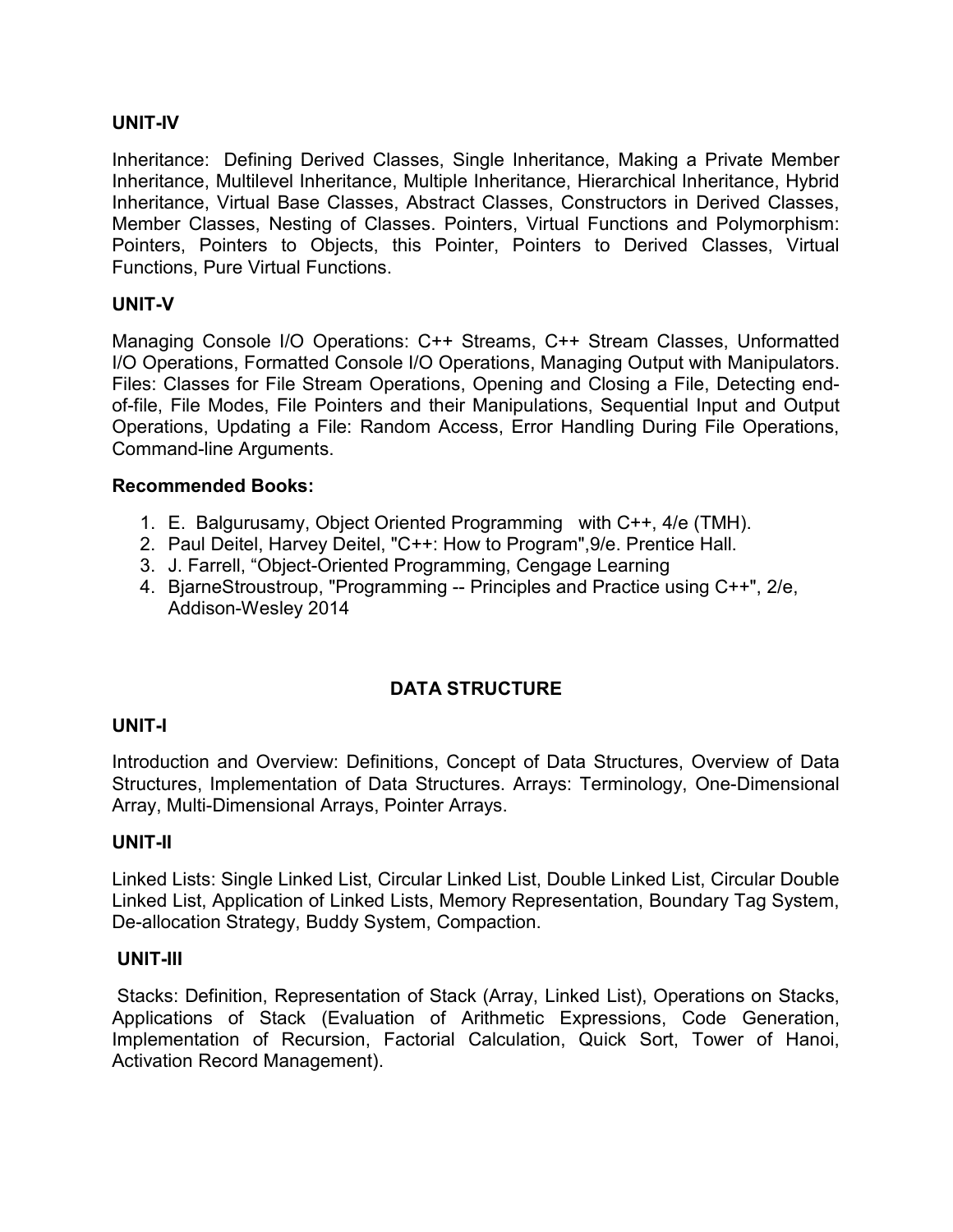**UNIT-IV**

Inheritance: Defining Derived Classes, Single Inheritance, Making a Private Member Inheritance, Multilevel Inheritance, Multiple Inheritance, Hierarchical Inheritance, Hybrid Inheritance, Virtual Base Classes, Abstract Classes, Constructors in Derived Classes, Member Classes, Nesting of Classes. Pointers, Virtual Functions and Polymorphism: Pointers, Pointers to Objects, this Pointer, Pointers to Derived Classes, Virtual Functions, Pure Virtual Functions.

**UNIT-V**

Managing Console I/O Operations: C++ Streams, C++ Stream Classes, Unformatted I/O Operations, Formatted Console I/O Operations, Managing Output with Manipulators. Files: Classes for File Stream Operations, Opening and Closing a File, Detecting end-of-file, File Modes, File Pointers and their Manipulations, Sequential Input and Output Operations, Updating a File: Random Access, Error Handling During File Operations, Command-line Arguments.

**Recommended Books:**

1. E. Balgurusamy, Object Oriented Programming with C++, 4/e (TMH).
2. Paul Deitel, Harvey Deitel, "C++: How to Program",9/e. Prentice Hall.
3. J. Farrell, "Object-Oriented Programming, Cengage Learning
4. BjarneStroustroup, "Programming -- Principles and Practice using C++", 2/e, Addison-Wesley 2014

## DATA STRUCTURE

**UNIT-I**

Introduction and Overview: Definitions, Concept of Data Structures, Overview of Data Structures, Implementation of Data Structures. Arrays: Terminology, One-Dimensional Array, Multi-Dimensional Arrays, Pointer Arrays.

**UNIT-II**

Linked Lists: Single Linked List, Circular Linked List, Double Linked List, Circular Double Linked List, Application of Linked Lists, Memory Representation, Boundary Tag System, De-allocation Strategy, Buddy System, Compaction.

**UNIT-III**

Stacks: Definition, Representation of Stack (Array, Linked List), Operations on Stacks, Applications of Stack (Evaluation of Arithmetic Expressions, Code Generation, Implementation of Recursion, Factorial Calculation, Quick Sort, Tower of Hanoi, Activation Record Management).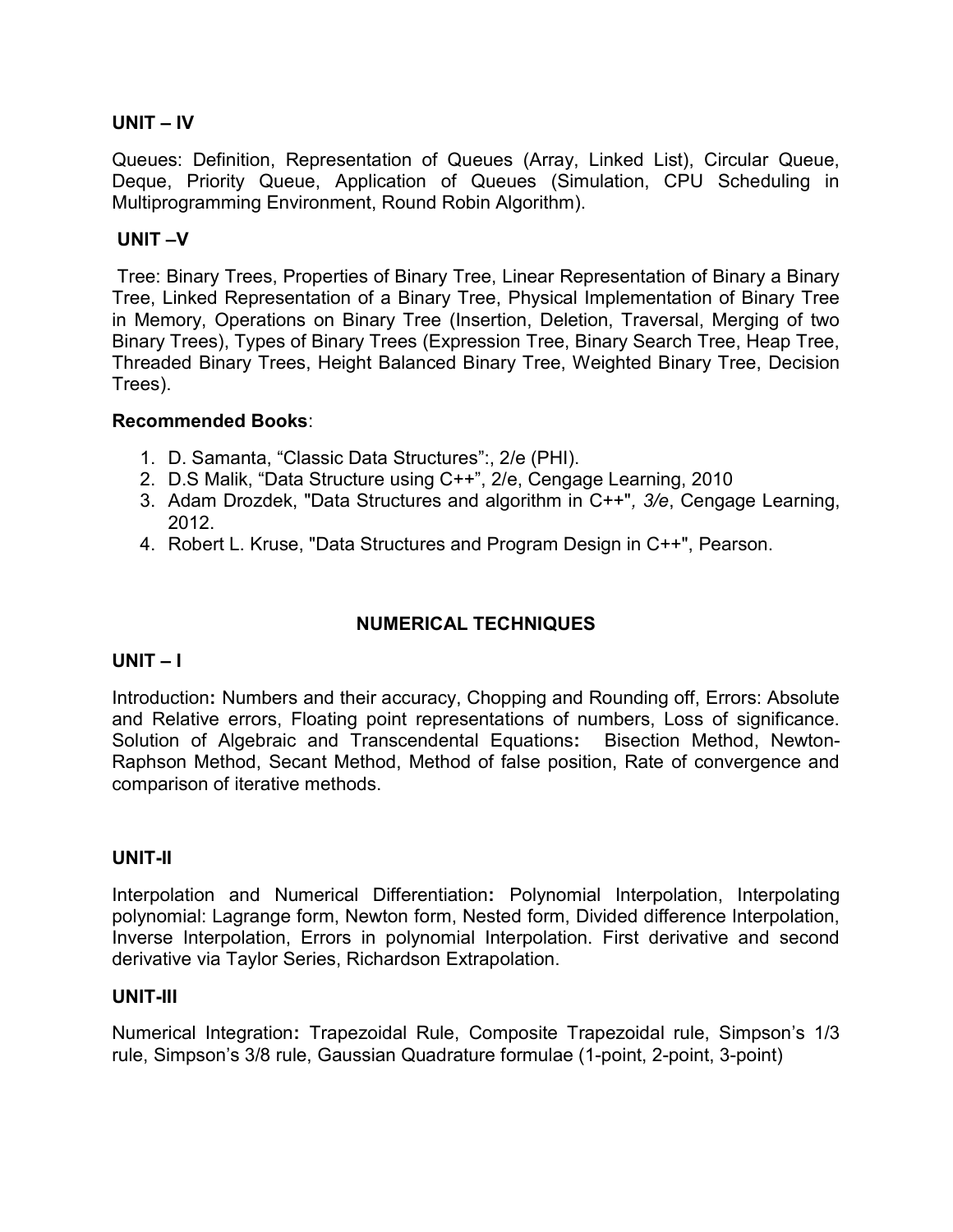### UNIT – IV

Queues: Definition, Representation of Queues (Array, Linked List), Circular Queue, Deque, Priority Queue, Application of Queues (Simulation, CPU Scheduling in Multiprogramming Environment, Round Robin Algorithm).

### UNIT –V

Tree: Binary Trees, Properties of Binary Tree, Linear Representation of Binary a Binary Tree, Linked Representation of a Binary Tree, Physical Implementation of Binary Tree in Memory, Operations on Binary Tree (Insertion, Deletion, Traversal, Merging of two Binary Trees), Types of Binary Trees (Expression Tree, Binary Search Tree, Heap Tree, Threaded Binary Trees, Height Balanced Binary Tree, Weighted Binary Tree, Decision Trees).

**Recommended Books**:

1. D. Samanta, "Classic Data Structures":, 2/e (PHI).
2. D.S Malik, "Data Structure using C++", 2/e, Cengage Learning, 2010
3. Adam Drozdek, "Data Structures and algorithm in C++", *3/e*, Cengage Learning, 2012.
4. Robert L. Kruse, "Data Structures and Program Design in C++", Pearson.

## NUMERICAL TECHNIQUES

### UNIT – I

Introduction**:** Numbers and their accuracy, Chopping and Rounding off, Errors: Absolute and Relative errors, Floating point representations of numbers, Loss of significance. Solution of Algebraic and Transcendental Equations**:** Bisection Method, Newton-Raphson Method, Secant Method, Method of false position, Rate of convergence and comparison of iterative methods.

### UNIT-II

Interpolation and Numerical Differentiation**:** Polynomial Interpolation, Interpolating polynomial: Lagrange form, Newton form, Nested form, Divided difference Interpolation, Inverse Interpolation, Errors in polynomial Interpolation. First derivative and second derivative via Taylor Series, Richardson Extrapolation.

### UNIT-III

Numerical Integration**:** Trapezoidal Rule, Composite Trapezoidal rule, Simpson's 1/3 rule, Simpson's 3/8 rule, Gaussian Quadrature formulae (1-point, 2-point, 3-point)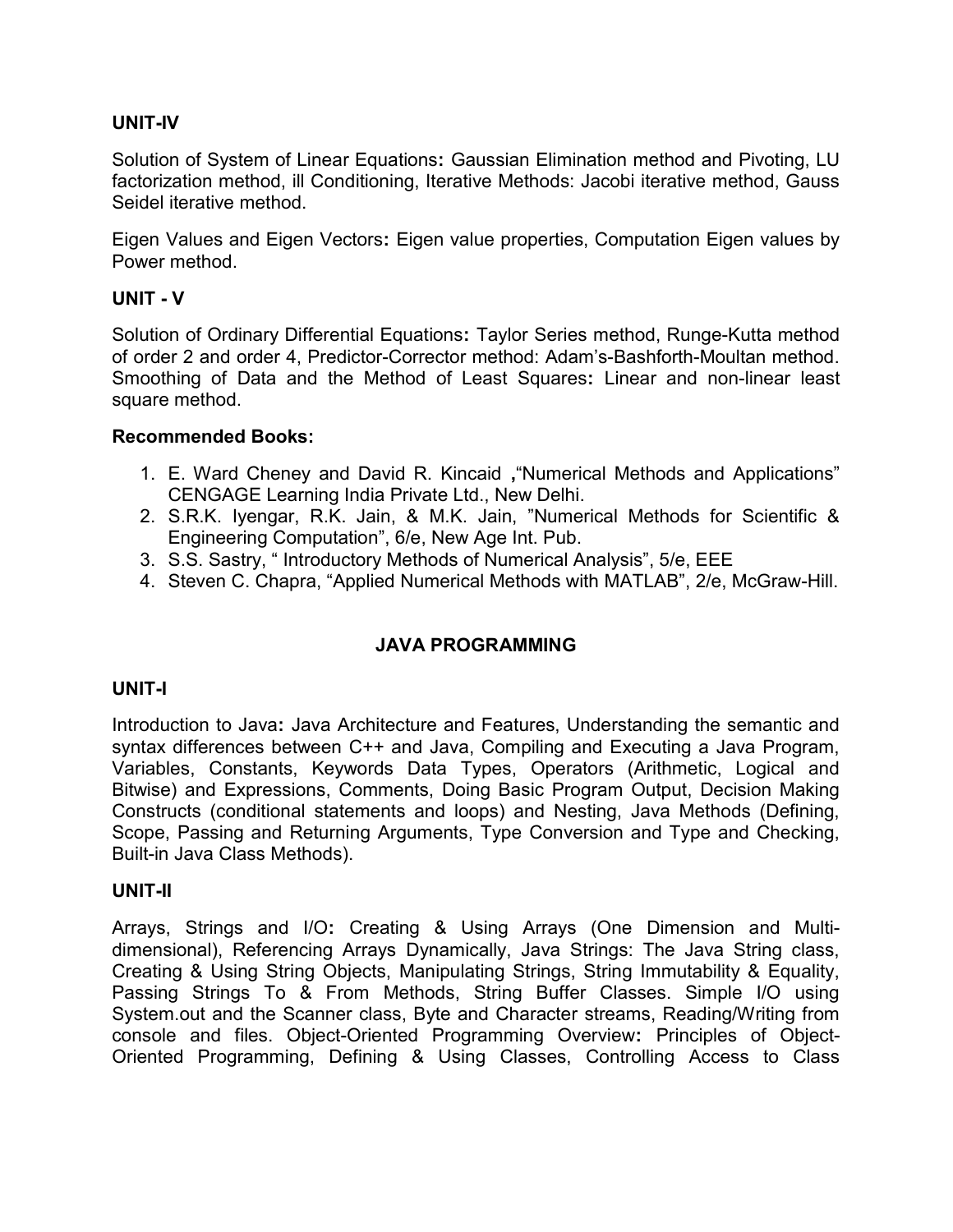### UNIT-IV

Solution of System of Linear Equations**:** Gaussian Elimination method and Pivoting, LU factorization method, ill Conditioning, Iterative Methods: Jacobi iterative method, Gauss Seidel iterative method.

Eigen Values and Eigen Vectors**:** Eigen value properties, Computation Eigen values by Power method.

### UNIT - V

Solution of Ordinary Differential Equations**:** Taylor Series method, Runge-Kutta method of order 2 and order 4, Predictor-Corrector method: Adam's-Bashforth-Moultan method. Smoothing of Data and the Method of Least Squares**:** Linear and non-linear least square method.

### Recommended Books:

1. E. Ward Cheney and David R. Kincaid **,**"Numerical Methods and Applications" CENGAGE Learning India Private Ltd., New Delhi.
2. S.R.K. Iyengar, R.K. Jain, & M.K. Jain, "Numerical Methods for Scientific & Engineering Computation", 6/e, New Age Int. Pub.
3. S.S. Sastry, " Introductory Methods of Numerical Analysis", 5/e, EEE
4. Steven C. Chapra, "Applied Numerical Methods with MATLAB", 2/e, McGraw-Hill.

## JAVA PROGRAMMING

### UNIT-I

Introduction to Java**:** Java Architecture and Features, Understanding the semantic and syntax differences between C++ and Java, Compiling and Executing a Java Program, Variables, Constants, Keywords Data Types, Operators (Arithmetic, Logical and Bitwise) and Expressions, Comments, Doing Basic Program Output, Decision Making Constructs (conditional statements and loops) and Nesting, Java Methods (Defining, Scope, Passing and Returning Arguments, Type Conversion and Type and Checking, Built-in Java Class Methods).

### UNIT-II

Arrays, Strings and I/O**:** Creating & Using Arrays (One Dimension and Multi-dimensional), Referencing Arrays Dynamically, Java Strings: The Java String class, Creating & Using String Objects, Manipulating Strings, String Immutability & Equality, Passing Strings To & From Methods, String Buffer Classes. Simple I/O using System.out and the Scanner class, Byte and Character streams, Reading/Writing from console and files. Object-Oriented Programming Overview**:** Principles of Object-Oriented Programming, Defining & Using Classes, Controlling Access to Class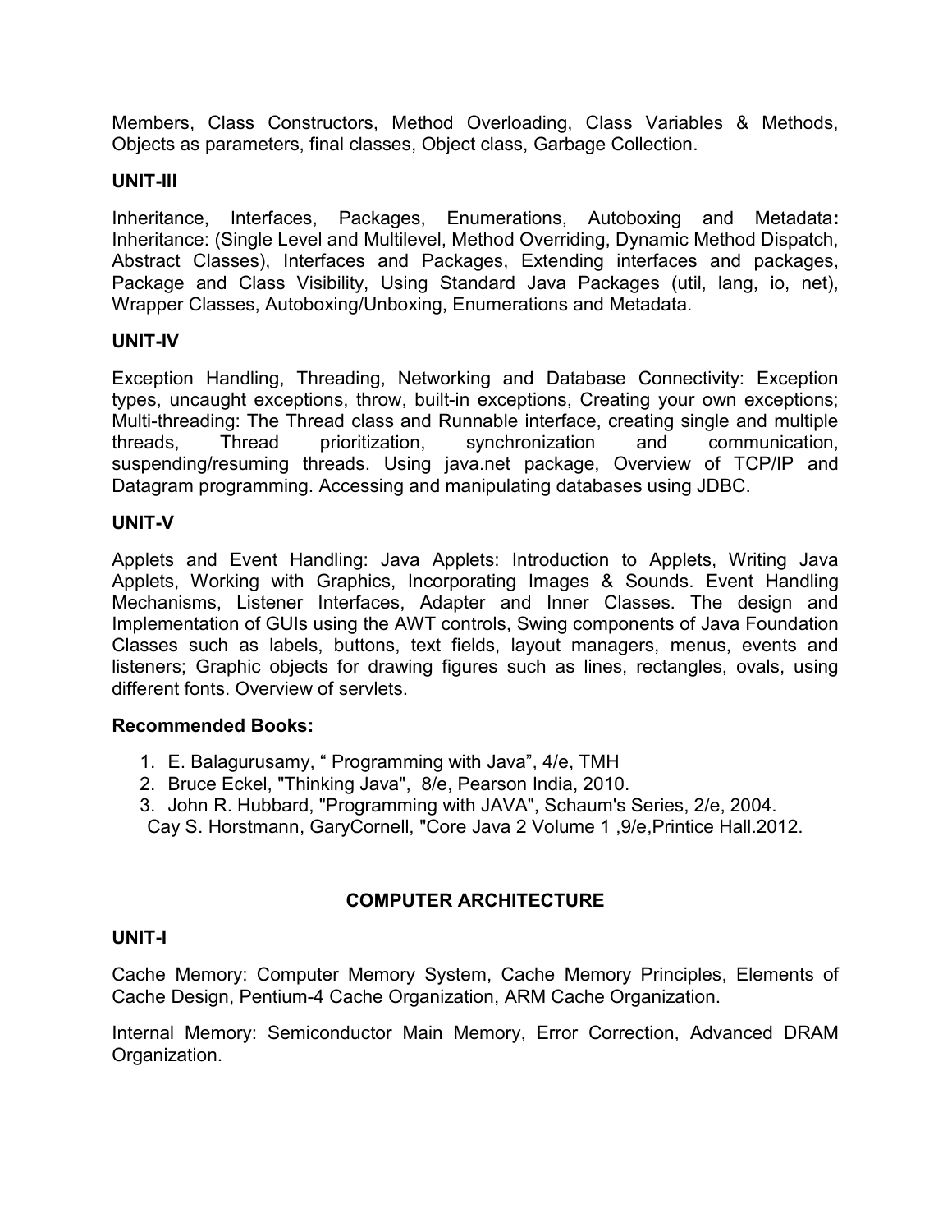Members, Class Constructors, Method Overloading, Class Variables & Methods, Objects as parameters, final classes, Object class, Garbage Collection.

**UNIT-III**

Inheritance, Interfaces, Packages, Enumerations, Autoboxing and Metadata**:** Inheritance: (Single Level and Multilevel, Method Overriding, Dynamic Method Dispatch, Abstract Classes), Interfaces and Packages, Extending interfaces and packages, Package and Class Visibility, Using Standard Java Packages (util, lang, io, net), Wrapper Classes, Autoboxing/Unboxing, Enumerations and Metadata.

**UNIT-IV**

Exception Handling, Threading, Networking and Database Connectivity: Exception types, uncaught exceptions, throw, built-in exceptions, Creating your own exceptions; Multi-threading: The Thread class and Runnable interface, creating single and multiple threads, Thread prioritization, synchronization and communication, suspending/resuming threads. Using java.net package, Overview of TCP/IP and Datagram programming. Accessing and manipulating databases using JDBC.

**UNIT-V**

Applets and Event Handling: Java Applets: Introduction to Applets, Writing Java Applets, Working with Graphics, Incorporating Images & Sounds. Event Handling Mechanisms, Listener Interfaces, Adapter and Inner Classes. The design and Implementation of GUIs using the AWT controls, Swing components of Java Foundation Classes such as labels, buttons, text fields, layout managers, menus, events and listeners; Graphic objects for drawing figures such as lines, rectangles, ovals, using different fonts. Overview of servlets.

**Recommended Books:**

1. E. Balagurusamy, " Programming with Java", 4/e, TMH
2. Bruce Eckel, "Thinking Java", 8/e, Pearson India, 2010.
3. John R. Hubbard, "Programming with JAVA", Schaum's Series, 2/e, 2004.

   Cay S. Horstmann, GaryCornell, "Core Java 2 Volume 1 ,9/e,Printice Hall.2012.

## COMPUTER ARCHITECTURE

**UNIT-I**

Cache Memory: Computer Memory System, Cache Memory Principles, Elements of Cache Design, Pentium-4 Cache Organization, ARM Cache Organization.

Internal Memory: Semiconductor Main Memory, Error Correction, Advanced DRAM Organization.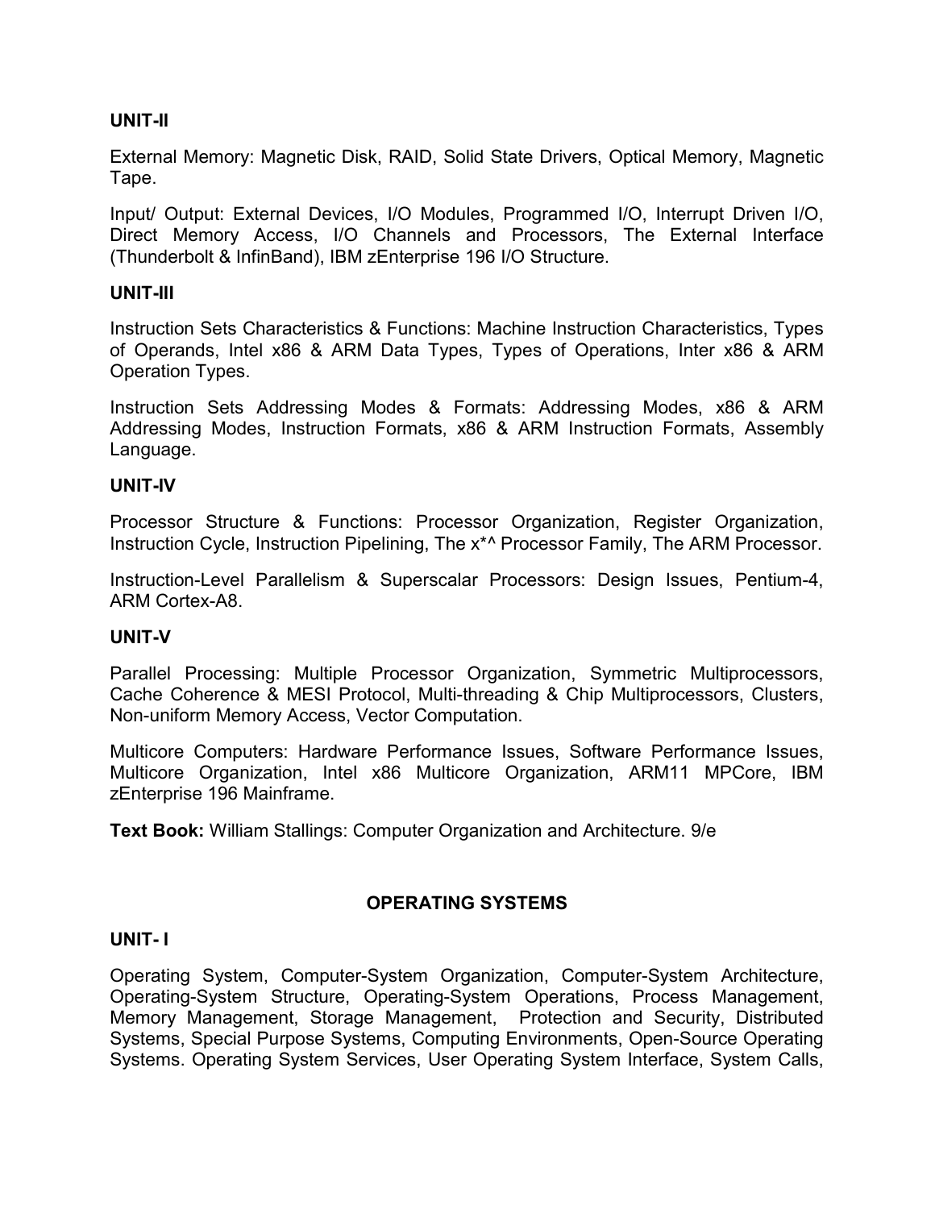**UNIT-II**

External Memory: Magnetic Disk, RAID, Solid State Drivers, Optical Memory, Magnetic Tape.

Input/ Output: External Devices, I/O Modules, Programmed I/O, Interrupt Driven I/O, Direct Memory Access, I/O Channels and Processors, The External Interface (Thunderbolt & InfinBand), IBM zEnterprise 196 I/O Structure.

**UNIT-III**

Instruction Sets Characteristics & Functions: Machine Instruction Characteristics, Types of Operands, Intel x86 & ARM Data Types, Types of Operations, Inter x86 & ARM Operation Types.

Instruction Sets Addressing Modes & Formats: Addressing Modes, x86 & ARM Addressing Modes, Instruction Formats, x86 & ARM Instruction Formats, Assembly Language.

**UNIT-IV**

Processor Structure & Functions: Processor Organization, Register Organization, Instruction Cycle, Instruction Pipelining, The x*^ Processor Family, The ARM Processor.

Instruction-Level Parallelism & Superscalar Processors: Design Issues, Pentium-4, ARM Cortex-A8.

**UNIT-V**

Parallel Processing: Multiple Processor Organization, Symmetric Multiprocessors, Cache Coherence & MESI Protocol, Multi-threading & Chip Multiprocessors, Clusters, Non-uniform Memory Access, Vector Computation.

Multicore Computers: Hardware Performance Issues, Software Performance Issues, Multicore Organization, Intel x86 Multicore Organization, ARM11 MPCore, IBM zEnterprise 196 Mainframe.

**Text Book:** William Stallings: Computer Organization and Architecture. 9/e

## OPERATING SYSTEMS

**UNIT- I**

Operating System, Computer-System Organization, Computer-System Architecture, Operating-System Structure, Operating-System Operations, Process Management, Memory Management, Storage Management, Protection and Security, Distributed Systems, Special Purpose Systems, Computing Environments, Open-Source Operating Systems. Operating System Services, User Operating System Interface, System Calls,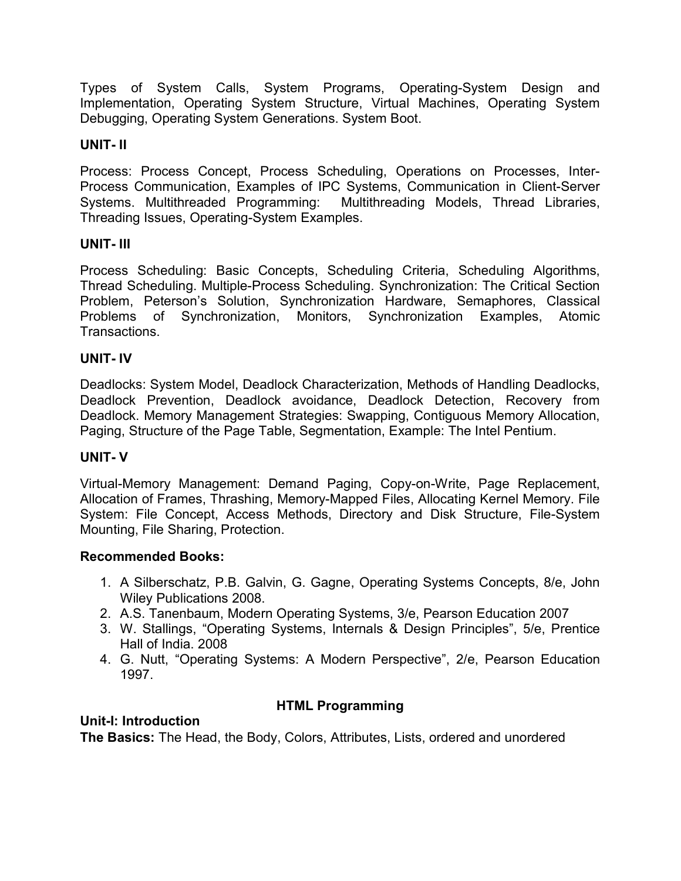Types of System Calls, System Programs, Operating-System Design and Implementation, Operating System Structure, Virtual Machines, Operating System Debugging, Operating System Generations. System Boot.

**UNIT- II**

Process: Process Concept, Process Scheduling, Operations on Processes, Inter-Process Communication, Examples of IPC Systems, Communication in Client-Server Systems. Multithreaded Programming: Multithreading Models, Thread Libraries, Threading Issues, Operating-System Examples.

**UNIT- III**

Process Scheduling: Basic Concepts, Scheduling Criteria, Scheduling Algorithms, Thread Scheduling. Multiple-Process Scheduling. Synchronization: The Critical Section Problem, Peterson's Solution, Synchronization Hardware, Semaphores, Classical Problems of Synchronization, Monitors, Synchronization Examples, Atomic Transactions.

**UNIT- IV**

Deadlocks: System Model, Deadlock Characterization, Methods of Handling Deadlocks, Deadlock Prevention, Deadlock avoidance, Deadlock Detection, Recovery from Deadlock. Memory Management Strategies: Swapping, Contiguous Memory Allocation, Paging, Structure of the Page Table, Segmentation, Example: The Intel Pentium.

**UNIT- V**

Virtual-Memory Management: Demand Paging, Copy-on-Write, Page Replacement, Allocation of Frames, Thrashing, Memory-Mapped Files, Allocating Kernel Memory. File System: File Concept, Access Methods, Directory and Disk Structure, File-System Mounting, File Sharing, Protection.

**Recommended Books:**

1. A Silberschatz, P.B. Galvin, G. Gagne, Operating Systems Concepts, 8/e, John Wiley Publications 2008.
2. A.S. Tanenbaum, Modern Operating Systems, 3/e, Pearson Education 2007
3. W. Stallings, "Operating Systems, Internals & Design Principles", 5/e, Prentice Hall of India. 2008
4. G. Nutt, "Operating Systems: A Modern Perspective", 2/e, Pearson Education 1997.

## HTML Programming

**Unit-I: Introduction**

**The Basics:** The Head, the Body, Colors, Attributes, Lists, ordered and unordered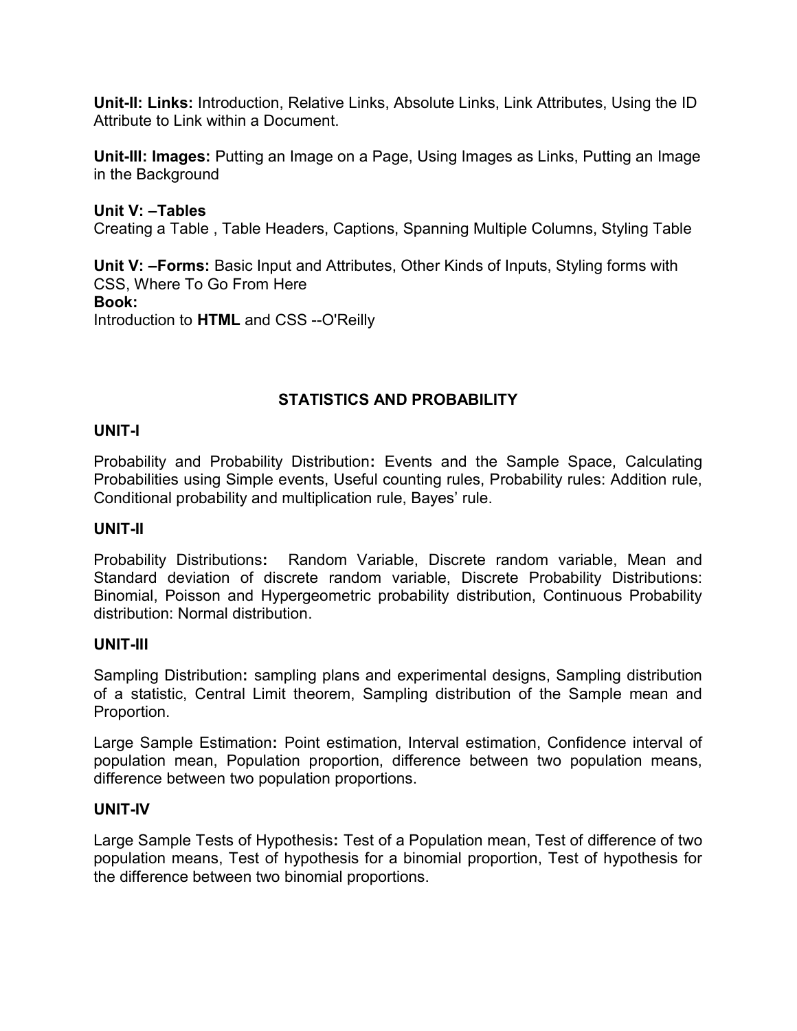**Unit-II: Links:** Introduction, Relative Links, Absolute Links, Link Attributes, Using the ID Attribute to Link within a Document.

**Unit-III: Images:** Putting an Image on a Page, Using Images as Links, Putting an Image in the Background

**Unit V: –Tables**
Creating a Table , Table Headers, Captions, Spanning Multiple Columns, Styling Table

**Unit V: –Forms:** Basic Input and Attributes, Other Kinds of Inputs, Styling forms with CSS, Where To Go From Here
**Book:**
Introduction to **HTML** and CSS --O'Reilly

## STATISTICS AND PROBABILITY

**UNIT-I**

Probability and Probability Distribution**:** Events and the Sample Space, Calculating Probabilities using Simple events, Useful counting rules, Probability rules: Addition rule, Conditional probability and multiplication rule, Bayes' rule.

**UNIT-II**

Probability Distributions**:** Random Variable, Discrete random variable, Mean and Standard deviation of discrete random variable, Discrete Probability Distributions: Binomial, Poisson and Hypergeometric probability distribution, Continuous Probability distribution: Normal distribution.

**UNIT-III**

Sampling Distribution**:** sampling plans and experimental designs, Sampling distribution of a statistic, Central Limit theorem, Sampling distribution of the Sample mean and Proportion.

Large Sample Estimation**:** Point estimation, Interval estimation, Confidence interval of population mean, Population proportion, difference between two population means, difference between two population proportions.

**UNIT-IV**

Large Sample Tests of Hypothesis**:** Test of a Population mean, Test of difference of two population means, Test of hypothesis for a binomial proportion, Test of hypothesis for the difference between two binomial proportions.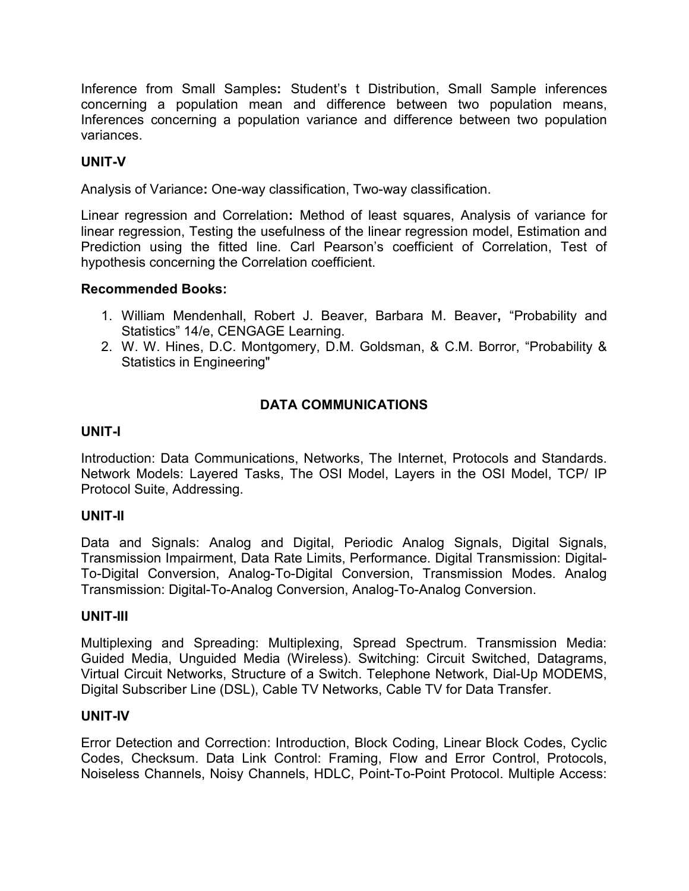**Inference from Small Samples:** Student's t Distribution, Small Sample inferences concerning a population mean and difference between two population means, Inferences concerning a population variance and difference between two population variances.

**UNIT-V**

Analysis of Variance**:** One-way classification, Two-way classification.

Linear regression and Correlation**:** Method of least squares, Analysis of variance for linear regression, Testing the usefulness of the linear regression model, Estimation and Prediction using the fitted line. Carl Pearson's coefficient of Correlation, Test of hypothesis concerning the Correlation coefficient.

**Recommended Books:**

1. William Mendenhall, Robert J. Beaver, Barbara M. Beaver**,** "Probability and Statistics" 14/e, CENGAGE Learning.
2. W. W. Hines, D.C. Montgomery, D.M. Goldsman, & C.M. Borror, "Probability & Statistics in Engineering"

## DATA COMMUNICATIONS

**UNIT-I**

Introduction: Data Communications, Networks, The Internet, Protocols and Standards. Network Models: Layered Tasks, The OSI Model, Layers in the OSI Model, TCP/ IP Protocol Suite, Addressing.

**UNIT-II**

Data and Signals: Analog and Digital, Periodic Analog Signals, Digital Signals, Transmission Impairment, Data Rate Limits, Performance. Digital Transmission: Digital-To-Digital Conversion, Analog-To-Digital Conversion, Transmission Modes. Analog Transmission: Digital-To-Analog Conversion, Analog-To-Analog Conversion.

**UNIT-III**

Multiplexing and Spreading: Multiplexing, Spread Spectrum. Transmission Media: Guided Media, Unguided Media (Wireless). Switching: Circuit Switched, Datagrams, Virtual Circuit Networks, Structure of a Switch. Telephone Network, Dial-Up MODEMS, Digital Subscriber Line (DSL), Cable TV Networks, Cable TV for Data Transfer.

**UNIT-IV**

Error Detection and Correction: Introduction, Block Coding, Linear Block Codes, Cyclic Codes, Checksum. Data Link Control: Framing, Flow and Error Control, Protocols, Noiseless Channels, Noisy Channels, HDLC, Point-To-Point Protocol. Multiple Access: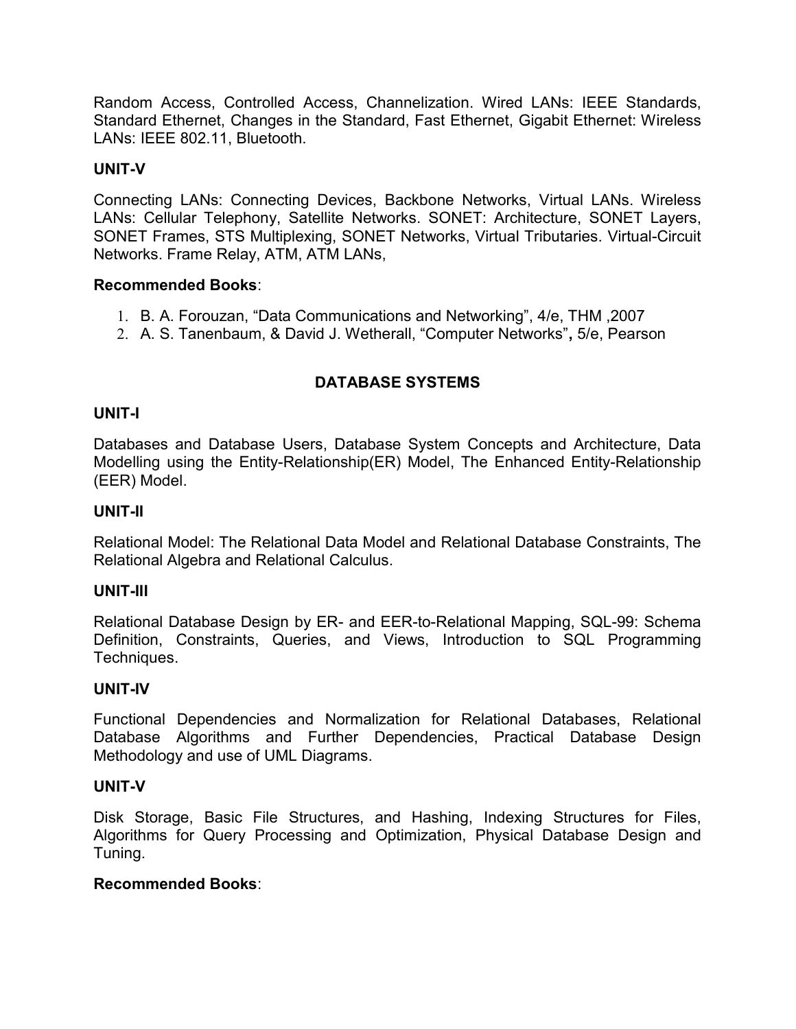Random Access, Controlled Access, Channelization. Wired LANs: IEEE Standards, Standard Ethernet, Changes in the Standard, Fast Ethernet, Gigabit Ethernet: Wireless LANs: IEEE 802.11, Bluetooth.

**UNIT-V**

Connecting LANs: Connecting Devices, Backbone Networks, Virtual LANs. Wireless LANs: Cellular Telephony, Satellite Networks. SONET: Architecture, SONET Layers, SONET Frames, STS Multiplexing, SONET Networks, Virtual Tributaries. Virtual-Circuit Networks. Frame Relay, ATM, ATM LANs,

**Recommended Books**:

1. B. A. Forouzan, "Data Communications and Networking", 4/e, THM ,2007
2. A. S. Tanenbaum, & David J. Wetherall, "Computer Networks"**,** 5/e, Pearson

## DATABASE SYSTEMS

**UNIT-I**

Databases and Database Users, Database System Concepts and Architecture, Data Modelling using the Entity-Relationship(ER) Model, The Enhanced Entity-Relationship (EER) Model.

**UNIT-II**

Relational Model: The Relational Data Model and Relational Database Constraints, The Relational Algebra and Relational Calculus.

**UNIT-III**

Relational Database Design by ER- and EER-to-Relational Mapping, SQL-99: Schema Definition, Constraints, Queries, and Views, Introduction to SQL Programming Techniques.

**UNIT-IV**

Functional Dependencies and Normalization for Relational Databases, Relational Database Algorithms and Further Dependencies, Practical Database Design Methodology and use of UML Diagrams.

**UNIT-V**

Disk Storage, Basic File Structures, and Hashing, Indexing Structures for Files, Algorithms for Query Processing and Optimization, Physical Database Design and Tuning.

**Recommended Books**: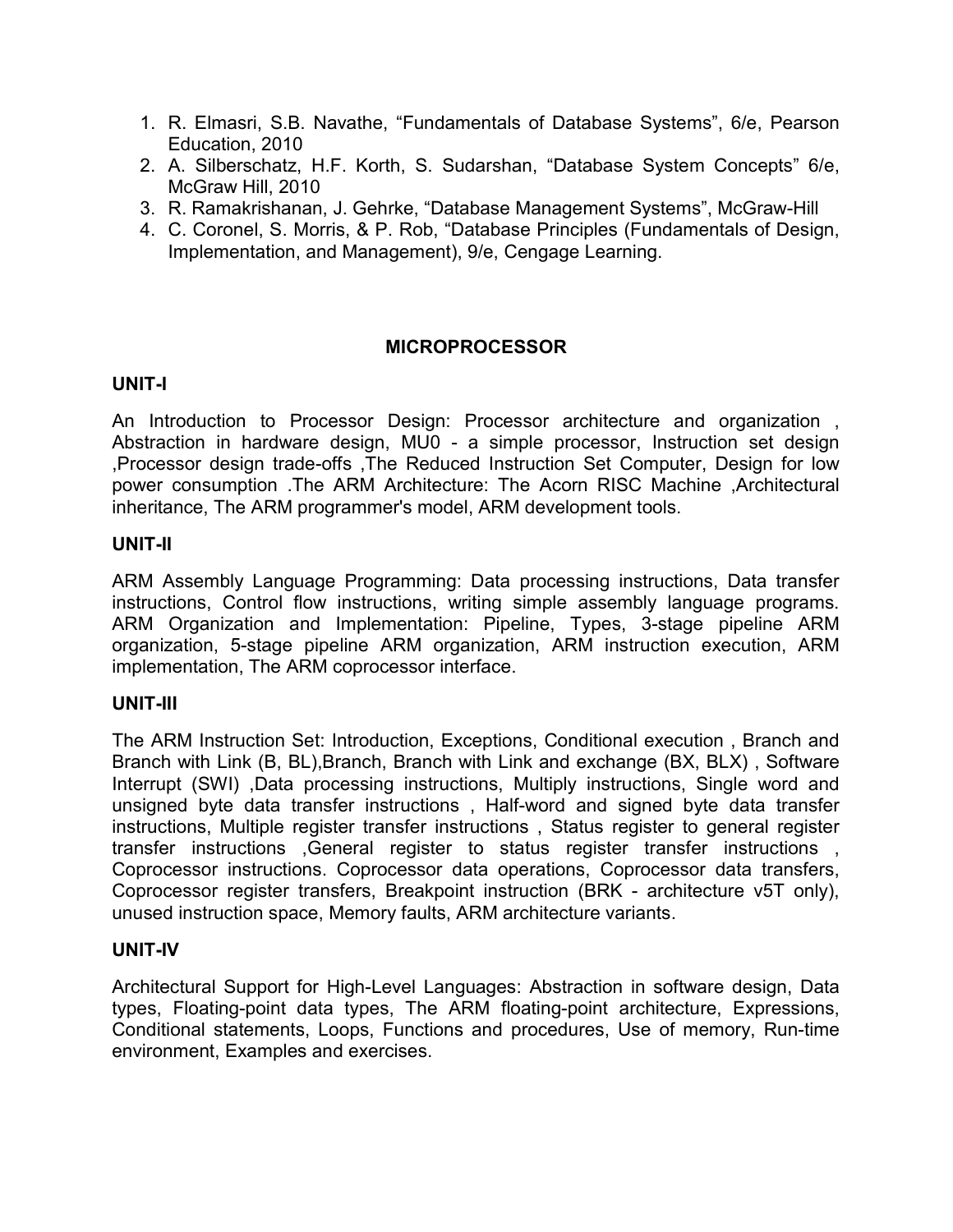1. R. Elmasri, S.B. Navathe, “Fundamentals of Database Systems”, 6/e, Pearson Education, 2010
2. A. Silberschatz, H.F. Korth, S. Sudarshan, “Database System Concepts” 6/e, McGraw Hill, 2010
3. R. Ramakrishanan, J. Gehrke, “Database Management Systems”, McGraw-Hill
4. C. Coronel, S. Morris, & P. Rob, “Database Principles (Fundamentals of Design, Implementation, and Management), 9/e, Cengage Learning.

## MICROPROCESSOR

### UNIT-I

An Introduction to Processor Design: Processor architecture and organization , Abstraction in hardware design, MU0 - a simple processor, Instruction set design ,Processor design trade-offs ,The Reduced Instruction Set Computer, Design for low power consumption .The ARM Architecture: The Acorn RISC Machine ,Architectural inheritance, The ARM programmer's model, ARM development tools.

### UNIT-II

ARM Assembly Language Programming: Data processing instructions, Data transfer instructions, Control flow instructions, writing simple assembly language programs. ARM Organization and Implementation: Pipeline, Types, 3-stage pipeline ARM organization, 5-stage pipeline ARM organization, ARM instruction execution, ARM implementation, The ARM coprocessor interface.

### UNIT-III

The ARM Instruction Set: Introduction, Exceptions, Conditional execution , Branch and Branch with Link (B, BL),Branch, Branch with Link and exchange (BX, BLX) , Software Interrupt (SWI) ,Data processing instructions, Multiply instructions, Single word and unsigned byte data transfer instructions , Half-word and signed byte data transfer instructions, Multiple register transfer instructions , Status register to general register transfer instructions ,General register to status register transfer instructions , Coprocessor instructions. Coprocessor data operations, Coprocessor data transfers, Coprocessor register transfers, Breakpoint instruction (BRK - architecture v5T only), unused instruction space, Memory faults, ARM architecture variants.

### UNIT-IV

Architectural Support for High-Level Languages: Abstraction in software design, Data types, Floating-point data types, The ARM floating-point architecture, Expressions, Conditional statements, Loops, Functions and procedures, Use of memory, Run-time environment, Examples and exercises.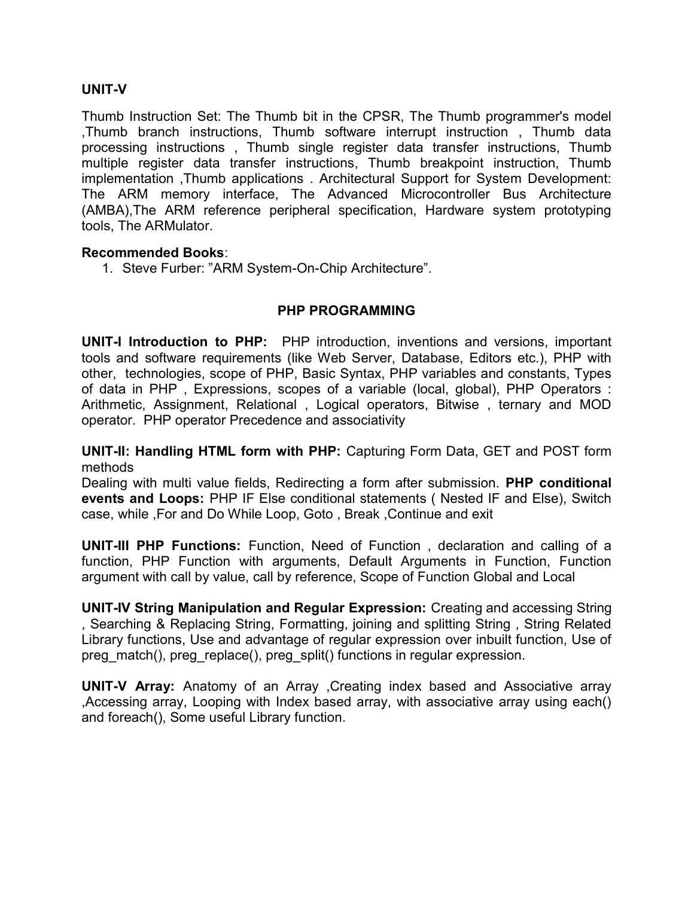**UNIT-V**

Thumb Instruction Set: The Thumb bit in the CPSR, The Thumb programmer's model ,Thumb branch instructions, Thumb software interrupt instruction , Thumb data processing instructions , Thumb single register data transfer instructions, Thumb multiple register data transfer instructions, Thumb breakpoint instruction, Thumb implementation ,Thumb applications . Architectural Support for System Development: The ARM memory interface, The Advanced Microcontroller Bus Architecture (AMBA),The ARM reference peripheral specification, Hardware system prototyping tools, The ARMulator.

**Recommended Books**:

1. Steve Furber: ”ARM System-On-Chip Architecture”.

## PHP PROGRAMMING

**UNIT-I Introduction to PHP:** PHP introduction, inventions and versions, important tools and software requirements (like Web Server, Database, Editors etc.), PHP with other, technologies, scope of PHP, Basic Syntax, PHP variables and constants, Types of data in PHP , Expressions, scopes of a variable (local, global), PHP Operators : Arithmetic, Assignment, Relational , Logical operators, Bitwise , ternary and MOD operator. PHP operator Precedence and associativity

**UNIT-II: Handling HTML form with PHP:** Capturing Form Data, GET and POST form methods
Dealing with multi value fields, Redirecting a form after submission. **PHP conditional events and Loops:** PHP IF Else conditional statements ( Nested IF and Else), Switch case, while ,For and Do While Loop, Goto , Break ,Continue and exit

**UNIT-III PHP Functions:** Function, Need of Function , declaration and calling of a function, PHP Function with arguments, Default Arguments in Function, Function argument with call by value, call by reference, Scope of Function Global and Local

**UNIT-IV String Manipulation and Regular Expression:** Creating and accessing String , Searching & Replacing String, Formatting, joining and splitting String , String Related Library functions, Use and advantage of regular expression over inbuilt function, Use of preg_match(), preg_replace(), preg_split() functions in regular expression.

**UNIT-V Array:** Anatomy of an Array ,Creating index based and Associative array ,Accessing array, Looping with Index based array, with associative array using each() and foreach(), Some useful Library function.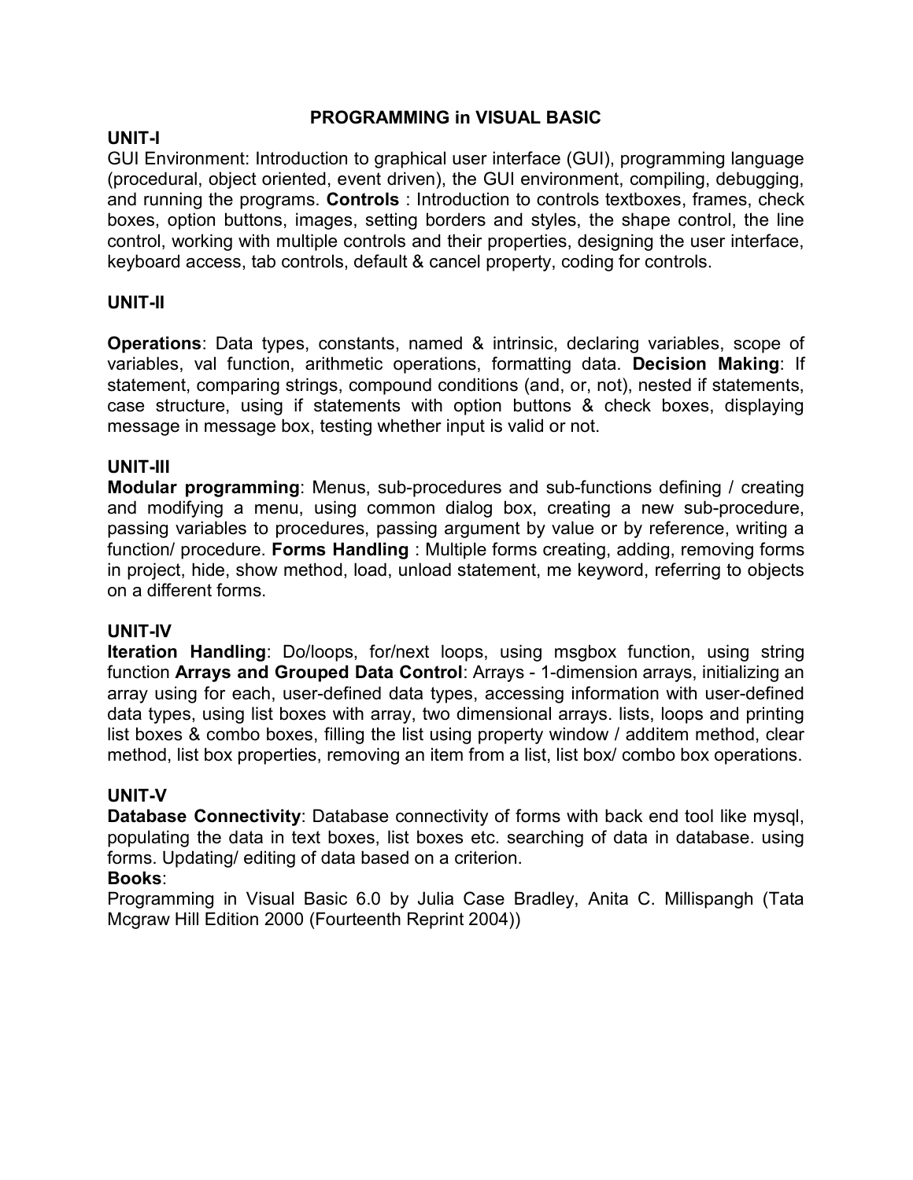# PROGRAMMING in VISUAL BASIC

## UNIT-I

GUI Environment: Introduction to graphical user interface (GUI), programming language (procedural, object oriented, event driven), the GUI environment, compiling, debugging, and running the programs. **Controls** : Introduction to controls textboxes, frames, check boxes, option buttons, images, setting borders and styles, the shape control, the line control, working with multiple controls and their properties, designing the user interface, keyboard access, tab controls, default & cancel property, coding for controls.

## UNIT-II

**Operations**: Data types, constants, named & intrinsic, declaring variables, scope of variables, val function, arithmetic operations, formatting data. **Decision Making**: If statement, comparing strings, compound conditions (and, or, not), nested if statements, case structure, using if statements with option buttons & check boxes, displaying message in message box, testing whether input is valid or not.

## UNIT-III

**Modular programming**: Menus, sub-procedures and sub-functions defining / creating and modifying a menu, using common dialog box, creating a new sub-procedure, passing variables to procedures, passing argument by value or by reference, writing a function/ procedure. **Forms Handling** : Multiple forms creating, adding, removing forms in project, hide, show method, load, unload statement, me keyword, referring to objects on a different forms.

## UNIT-IV

**Iteration Handling**: Do/loops, for/next loops, using msgbox function, using string function **Arrays and Grouped Data Control**: Arrays - 1-dimension arrays, initializing an array using for each, user-defined data types, accessing information with user-defined data types, using list boxes with array, two dimensional arrays. lists, loops and printing list boxes & combo boxes, filling the list using property window / additem method, clear method, list box properties, removing an item from a list, list box/ combo box operations.

## UNIT-V

**Database Connectivity**: Database connectivity of forms with back end tool like mysql, populating the data in text boxes, list boxes etc. searching of data in database. using forms. Updating/ editing of data based on a criterion.

**Books**:

Programming in Visual Basic 6.0 by Julia Case Bradley, Anita C. Millispangh (Tata Mcgraw Hill Edition 2000 (Fourteenth Reprint 2004))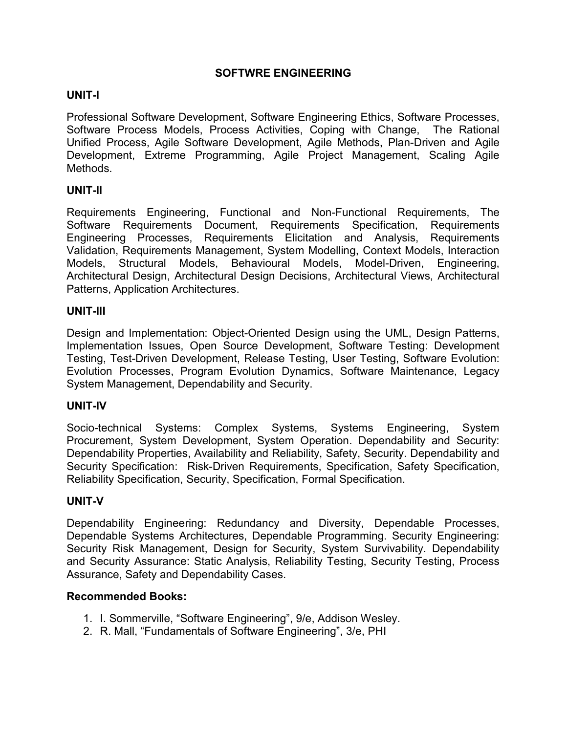# SOFTWRE ENGINEERING

## UNIT-I

Professional Software Development, Software Engineering Ethics, Software Processes, Software Process Models, Process Activities, Coping with Change, The Rational Unified Process, Agile Software Development, Agile Methods, Plan-Driven and Agile Development, Extreme Programming, Agile Project Management, Scaling Agile Methods.

## UNIT-II

Requirements Engineering, Functional and Non-Functional Requirements, The Software Requirements Document, Requirements Specification, Requirements Engineering Processes, Requirements Elicitation and Analysis, Requirements Validation, Requirements Management, System Modelling, Context Models, Interaction Models, Structural Models, Behavioural Models, Model-Driven, Engineering, Architectural Design, Architectural Design Decisions, Architectural Views, Architectural Patterns, Application Architectures.

## UNIT-III

Design and Implementation: Object-Oriented Design using the UML, Design Patterns, Implementation Issues, Open Source Development, Software Testing: Development Testing, Test-Driven Development, Release Testing, User Testing, Software Evolution: Evolution Processes, Program Evolution Dynamics, Software Maintenance, Legacy System Management, Dependability and Security.

## UNIT-IV

Socio-technical Systems: Complex Systems, Systems Engineering, System Procurement, System Development, System Operation. Dependability and Security: Dependability Properties, Availability and Reliability, Safety, Security. Dependability and Security Specification: Risk-Driven Requirements, Specification, Safety Specification, Reliability Specification, Security, Specification, Formal Specification.

## UNIT-V

Dependability Engineering: Redundancy and Diversity, Dependable Processes, Dependable Systems Architectures, Dependable Programming. Security Engineering: Security Risk Management, Design for Security, System Survivability. Dependability and Security Assurance: Static Analysis, Reliability Testing, Security Testing, Process Assurance, Safety and Dependability Cases.

**Recommended Books:**

1. I. Sommerville, "Software Engineering", 9/e, Addison Wesley.
2. R. Mall, "Fundamentals of Software Engineering", 3/e, PHI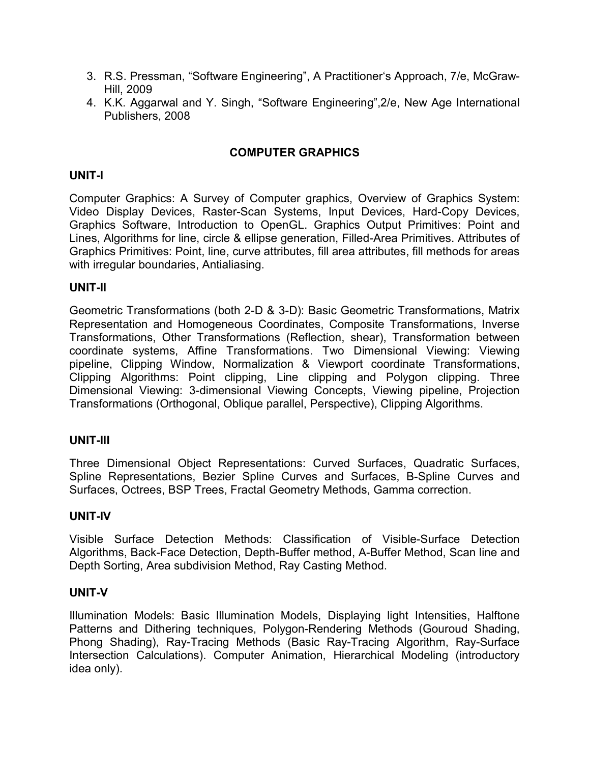3. R.S. Pressman, "Software Engineering", A Practitioner's Approach, 7/e, McGraw-Hill, 2009
4. K.K. Aggarwal and Y. Singh, "Software Engineering",2/e, New Age International Publishers, 2008

## COMPUTER GRAPHICS

### UNIT-I

Computer Graphics: A Survey of Computer graphics, Overview of Graphics System: Video Display Devices, Raster-Scan Systems, Input Devices, Hard-Copy Devices, Graphics Software, Introduction to OpenGL. Graphics Output Primitives: Point and Lines, Algorithms for line, circle & ellipse generation, Filled-Area Primitives. Attributes of Graphics Primitives: Point, line, curve attributes, fill area attributes, fill methods for areas with irregular boundaries, Antialiasing.

### UNIT-II

Geometric Transformations (both 2-D & 3-D): Basic Geometric Transformations, Matrix Representation and Homogeneous Coordinates, Composite Transformations, Inverse Transformations, Other Transformations (Reflection, shear), Transformation between coordinate systems, Affine Transformations. Two Dimensional Viewing: Viewing pipeline, Clipping Window, Normalization & Viewport coordinate Transformations, Clipping Algorithms: Point clipping, Line clipping and Polygon clipping. Three Dimensional Viewing: 3-dimensional Viewing Concepts, Viewing pipeline, Projection Transformations (Orthogonal, Oblique parallel, Perspective), Clipping Algorithms.

### UNIT-III

Three Dimensional Object Representations: Curved Surfaces, Quadratic Surfaces, Spline Representations, Bezier Spline Curves and Surfaces, B-Spline Curves and Surfaces, Octrees, BSP Trees, Fractal Geometry Methods, Gamma correction.

### UNIT-IV

Visible Surface Detection Methods: Classification of Visible-Surface Detection Algorithms, Back-Face Detection, Depth-Buffer method, A-Buffer Method, Scan line and Depth Sorting, Area subdivision Method, Ray Casting Method.

### UNIT-V

Illumination Models: Basic Illumination Models, Displaying light Intensities, Halftone Patterns and Dithering techniques, Polygon-Rendering Methods (Gouroud Shading, Phong Shading), Ray-Tracing Methods (Basic Ray-Tracing Algorithm, Ray-Surface Intersection Calculations). Computer Animation, Hierarchical Modeling (introductory idea only).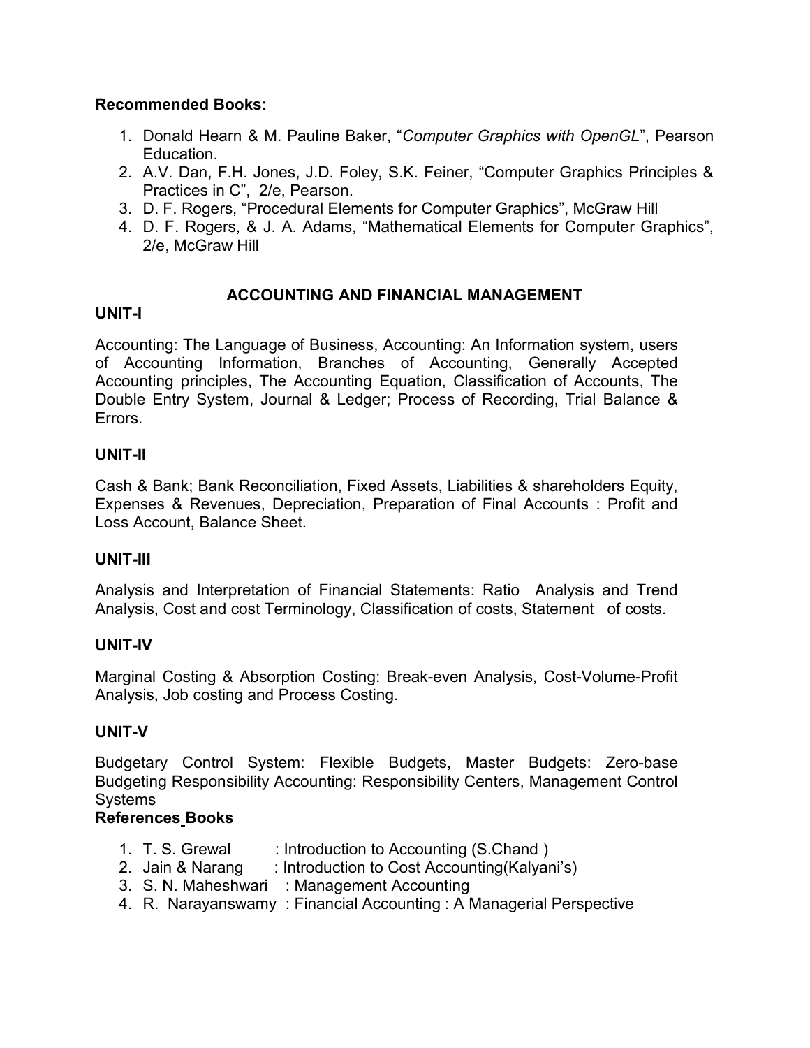**Recommended Books:**

1. Donald Hearn & M. Pauline Baker, "*Computer Graphics with OpenGL*", Pearson Education.
2. A.V. Dan, F.H. Jones, J.D. Foley, S.K. Feiner, "Computer Graphics Principles & Practices in C", 2/e, Pearson.
3. D. F. Rogers, "Procedural Elements for Computer Graphics", McGraw Hill
4. D. F. Rogers, & J. A. Adams, "Mathematical Elements for Computer Graphics", 2/e, McGraw Hill

## ACCOUNTING AND FINANCIAL MANAGEMENT

**UNIT-I**

Accounting: The Language of Business, Accounting: An Information system, users of Accounting Information, Branches of Accounting, Generally Accepted Accounting principles, The Accounting Equation, Classification of Accounts, The Double Entry System, Journal & Ledger; Process of Recording, Trial Balance & Errors.

**UNIT-II**

Cash & Bank; Bank Reconciliation, Fixed Assets, Liabilities & shareholders Equity, Expenses & Revenues, Depreciation, Preparation of Final Accounts : Profit and Loss Account, Balance Sheet.

**UNIT-III**

Analysis and Interpretation of Financial Statements: Ratio Analysis and Trend Analysis, Cost and cost Terminology, Classification of costs, Statement of costs.

**UNIT-IV**

Marginal Costing & Absorption Costing: Break-even Analysis, Cost-Volume-Profit Analysis, Job costing and Process Costing.

**UNIT-V**

Budgetary Control System: Flexible Budgets, Master Budgets: Zero-base Budgeting Responsibility Accounting: Responsibility Centers, Management Control Systems

**References Books**

1. T. S. Grewal : Introduction to Accounting (S.Chand )
2. Jain & Narang : Introduction to Cost Accounting(Kalyani's)
3. S. N. Maheshwari : Management Accounting
4. R. Narayanswamy : Financial Accounting : A Managerial Perspective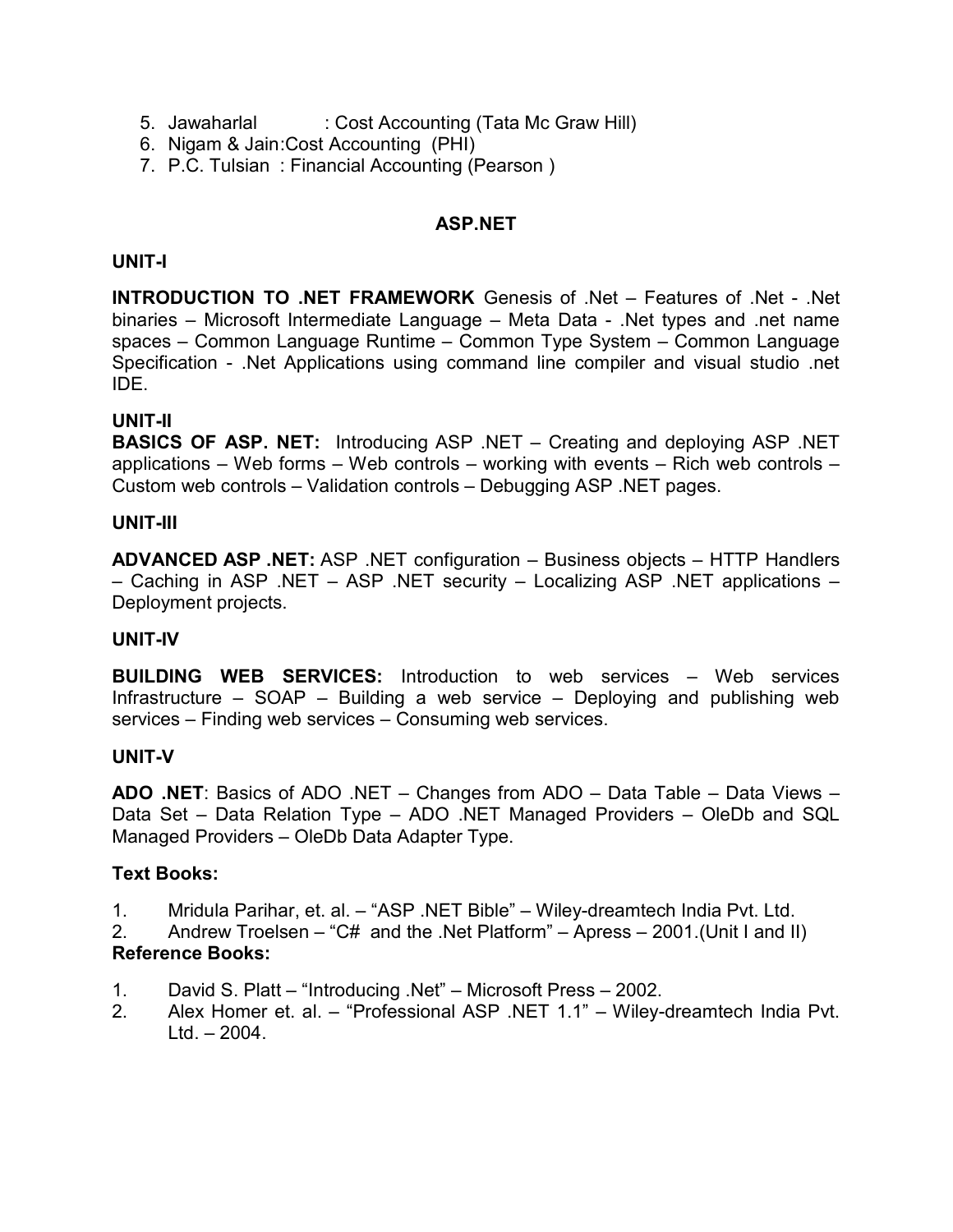5. Jawaharlal : Cost Accounting (Tata Mc Graw Hill)
6. Nigam & Jain:Cost Accounting (PHI)
7. P.C. Tulsian : Financial Accounting (Pearson )

## ASP.NET

### UNIT-I

**INTRODUCTION TO .NET FRAMEWORK** Genesis of .Net – Features of .Net - .Net binaries – Microsoft Intermediate Language – Meta Data - .Net types and .net name spaces – Common Language Runtime – Common Type System – Common Language Specification - .Net Applications using command line compiler and visual studio .net IDE.

### UNIT-II

**BASICS OF ASP. NET:** Introducing ASP .NET – Creating and deploying ASP .NET applications – Web forms – Web controls – working with events – Rich web controls – Custom web controls – Validation controls – Debugging ASP .NET pages.

### UNIT-III

**ADVANCED ASP .NET:** ASP .NET configuration – Business objects – HTTP Handlers – Caching in ASP .NET – ASP .NET security – Localizing ASP .NET applications – Deployment projects.

### UNIT-IV

**BUILDING WEB SERVICES:** Introduction to web services – Web services Infrastructure – SOAP – Building a web service – Deploying and publishing web services – Finding web services – Consuming web services.

### UNIT-V

**ADO .NET**: Basics of ADO .NET – Changes from ADO – Data Table – Data Views – Data Set – Data Relation Type – ADO .NET Managed Providers – OleDb and SQL Managed Providers – OleDb Data Adapter Type.

**Text Books:**

1. Mridula Parihar, et. al. – "ASP .NET Bible" – Wiley-dreamtech India Pvt. Ltd.
2. Andrew Troelsen – "C# and the .Net Platform" – Apress – 2001.(Unit I and II)

**Reference Books:**

1. David S. Platt – "Introducing .Net" – Microsoft Press – 2002.
2. Alex Homer et. al. – "Professional ASP .NET 1.1" – Wiley-dreamtech India Pvt. Ltd. – 2004.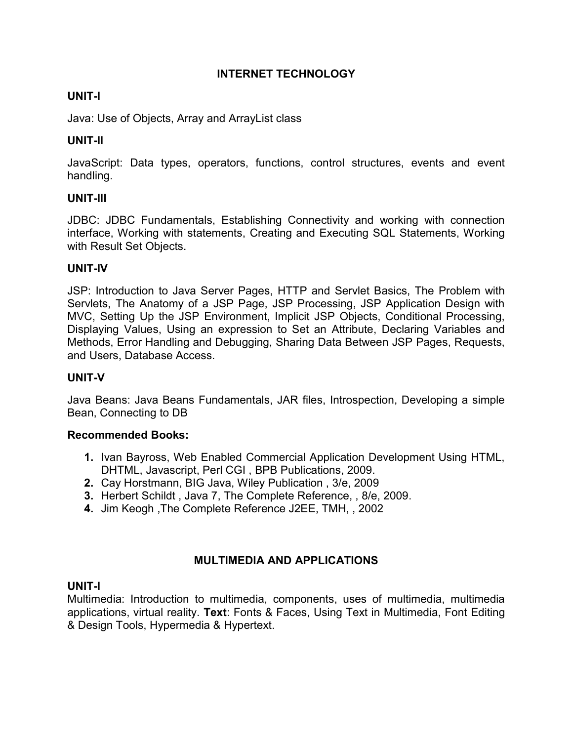## INTERNET TECHNOLOGY

### UNIT-I

Java: Use of Objects, Array and ArrayList class

### UNIT-II

JavaScript: Data types, operators, functions, control structures, events and event handling.

### UNIT-III

JDBC: JDBC Fundamentals, Establishing Connectivity and working with connection interface, Working with statements, Creating and Executing SQL Statements, Working with Result Set Objects.

### UNIT-IV

JSP: Introduction to Java Server Pages, HTTP and Servlet Basics, The Problem with Servlets, The Anatomy of a JSP Page, JSP Processing, JSP Application Design with MVC, Setting Up the JSP Environment, Implicit JSP Objects, Conditional Processing, Displaying Values, Using an expression to Set an Attribute, Declaring Variables and Methods, Error Handling and Debugging, Sharing Data Between JSP Pages, Requests, and Users, Database Access.

### UNIT-V

Java Beans: Java Beans Fundamentals, JAR files, Introspection, Developing a simple Bean, Connecting to DB

**Recommended Books:**

1. Ivan Bayross, Web Enabled Commercial Application Development Using HTML, DHTML, Javascript, Perl CGI , BPB Publications, 2009.
2. Cay Horstmann, BIG Java, Wiley Publication , 3/e, 2009
3. Herbert Schildt , Java 7, The Complete Reference, , 8/e, 2009.
4. Jim Keogh ,The Complete Reference J2EE, TMH, , 2002

## MULTIMEDIA AND APPLICATIONS

### UNIT-I

Multimedia: Introduction to multimedia, components, uses of multimedia, multimedia applications, virtual reality. **Text**: Fonts & Faces, Using Text in Multimedia, Font Editing & Design Tools, Hypermedia & Hypertext.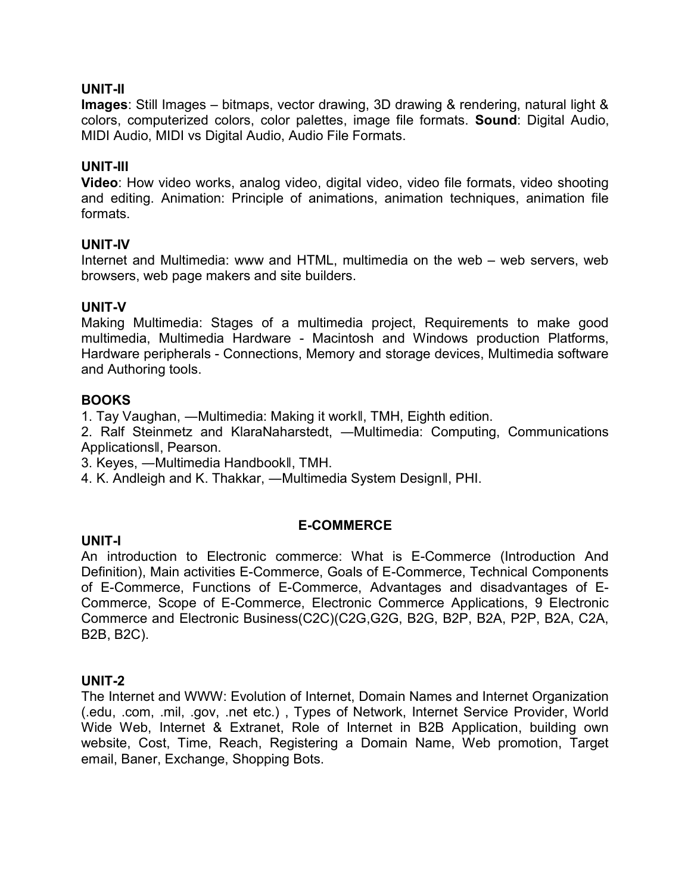**UNIT-II**

**Images**: Still Images – bitmaps, vector drawing, 3D drawing & rendering, natural light & colors, computerized colors, color palettes, image file formats. **Sound**: Digital Audio, MIDI Audio, MIDI vs Digital Audio, Audio File Formats.

**UNIT-III**

**Video**: How video works, analog video, digital video, video file formats, video shooting and editing. Animation: Principle of animations, animation techniques, animation file formats.

**UNIT-IV**

Internet and Multimedia: www and HTML, multimedia on the web – web servers, web browsers, web page makers and site builders.

**UNIT-V**

Making Multimedia: Stages of a multimedia project, Requirements to make good multimedia, Multimedia Hardware - Macintosh and Windows production Platforms, Hardware peripherals - Connections, Memory and storage devices, Multimedia software and Authoring tools.

**BOOKS**

1. Tay Vaughan, ―Multimedia: Making it work‖, TMH, Eighth edition.
2. Ralf Steinmetz and KlaraNaharstedt, ―Multimedia: Computing, Communications Applications‖, Pearson.
3. Keyes, ―Multimedia Handbook‖, TMH.
4. K. Andleigh and K. Thakkar, ―Multimedia System Design‖, PHI.

## E-COMMERCE

**UNIT-I**

An introduction to Electronic commerce: What is E-Commerce (Introduction And Definition), Main activities E-Commerce, Goals of E-Commerce, Technical Components of E-Commerce, Functions of E-Commerce, Advantages and disadvantages of E-Commerce, Scope of E-Commerce, Electronic Commerce Applications, 9 Electronic Commerce and Electronic Business(C2C)(C2G,G2G, B2G, B2P, B2A, P2P, B2A, C2A, B2B, B2C).

**UNIT-2**

The Internet and WWW: Evolution of Internet, Domain Names and Internet Organization (.edu, .com, .mil, .gov, .net etc.) , Types of Network, Internet Service Provider, World Wide Web, Internet & Extranet, Role of Internet in B2B Application, building own website, Cost, Time, Reach, Registering a Domain Name, Web promotion, Target email, Baner, Exchange, Shopping Bots.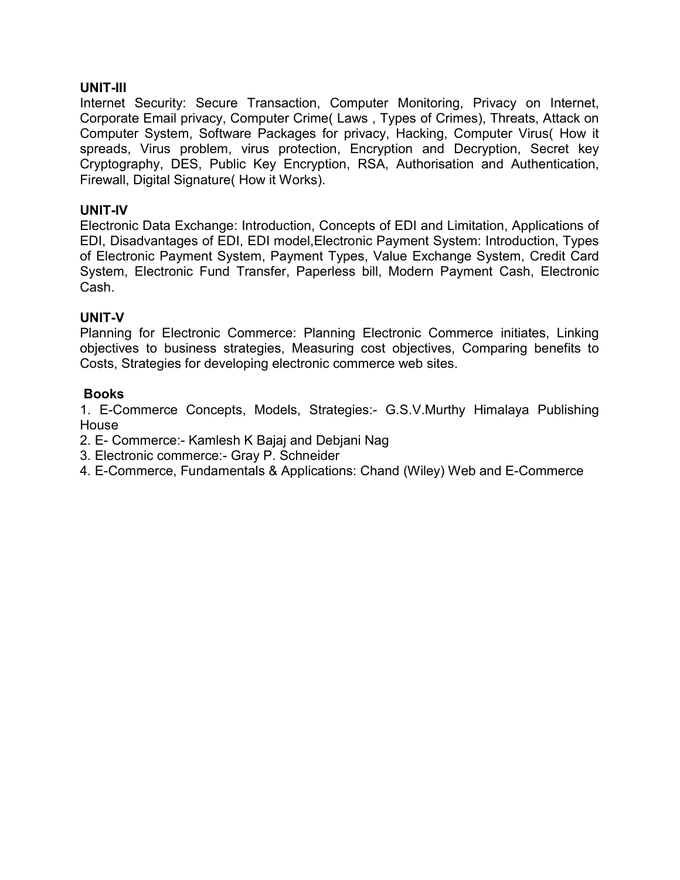**UNIT-III**

Internet Security: Secure Transaction, Computer Monitoring, Privacy on Internet, Corporate Email privacy, Computer Crime( Laws , Types of Crimes), Threats, Attack on Computer System, Software Packages for privacy, Hacking, Computer Virus( How it spreads, Virus problem, virus protection, Encryption and Decryption, Secret key Cryptography, DES, Public Key Encryption, RSA, Authorisation and Authentication, Firewall, Digital Signature( How it Works).

**UNIT-IV**

Electronic Data Exchange: Introduction, Concepts of EDI and Limitation, Applications of EDI, Disadvantages of EDI, EDI model,Electronic Payment System: Introduction, Types of Electronic Payment System, Payment Types, Value Exchange System, Credit Card System, Electronic Fund Transfer, Paperless bill, Modern Payment Cash, Electronic Cash.

**UNIT-V**

Planning for Electronic Commerce: Planning Electronic Commerce initiates, Linking objectives to business strategies, Measuring cost objectives, Comparing benefits to Costs, Strategies for developing electronic commerce web sites.

**Books**

1. E-Commerce Concepts, Models, Strategies:- G.S.V.Murthy Himalaya Publishing House
2. E- Commerce:- Kamlesh K Bajaj and Debjani Nag
3. Electronic commerce:- Gray P. Schneider
4. E-Commerce, Fundamentals & Applications: Chand (Wiley) Web and E-Commerce